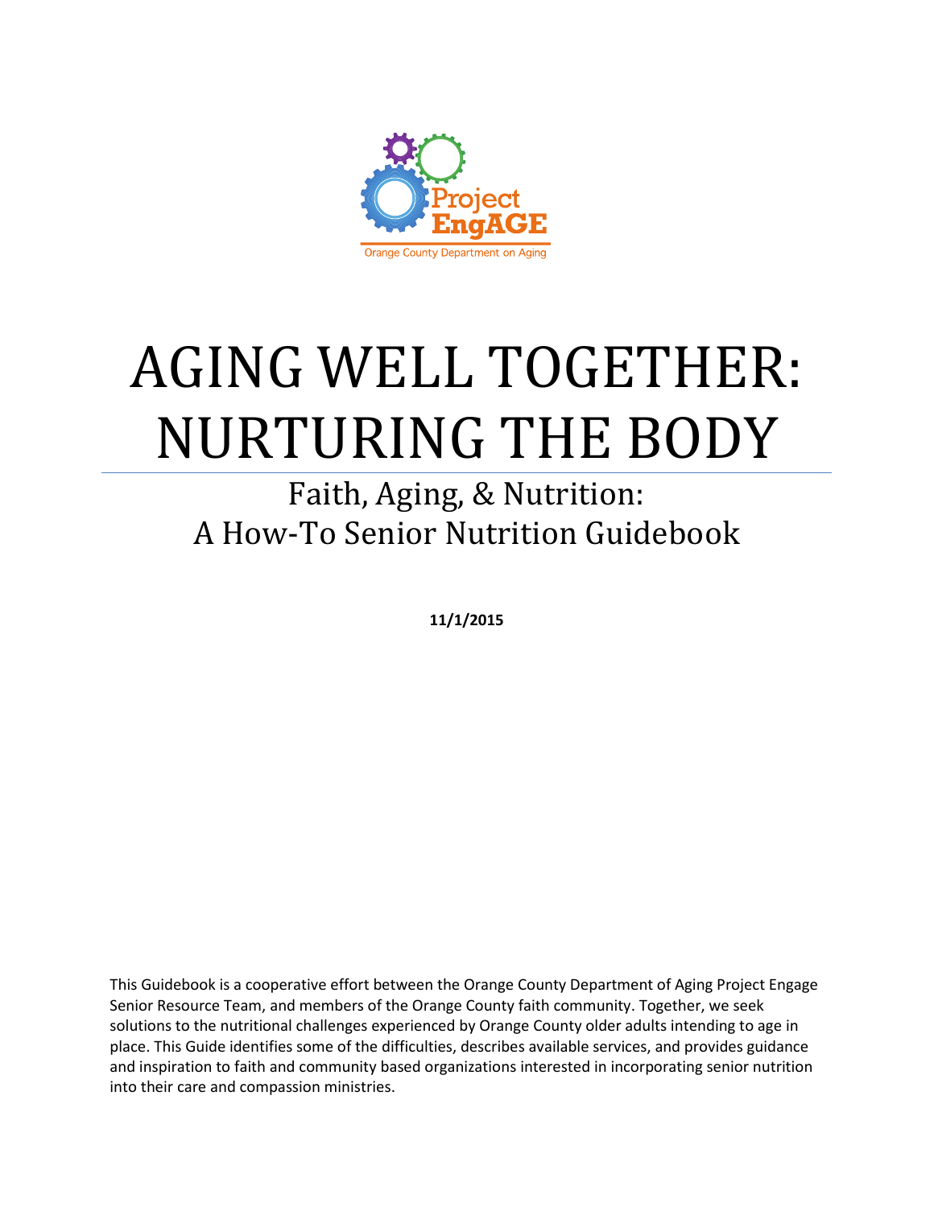Project EngAGE

Orange County Department on Aging

# AGING WELL TOGETHER: NURTURING THE BODY

## Faith, Aging, & Nutrition: A How-To Senior Nutrition Guidebook

**11/1/2015**

This Guidebook is a cooperative effort between the Orange County Department of Aging Project Engage Senior Resource Team, and members of the Orange County faith community. Together, we seek solutions to the nutritional challenges experienced by Orange County older adults intending to age in place. This Guide identifies some of the difficulties, describes available services, and provides guidance and inspiration to faith and community based organizations interested in incorporating senior nutrition into their care and compassion ministries.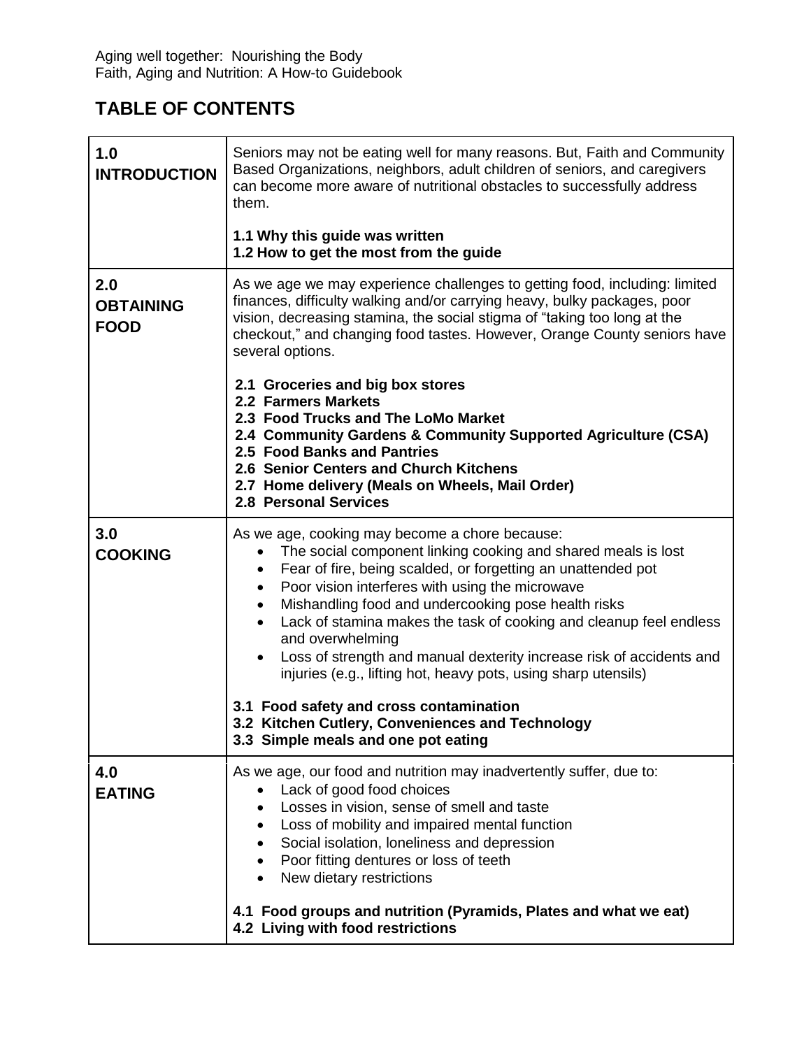Aging well together: Nourishing the Body
Faith, Aging and Nutrition: A How-to Guidebook

# TABLE OF CONTENTS

| | |
|---|---|
| **1.0 INTRODUCTION** | Seniors may not be eating well for many reasons. But, Faith and Community Based Organizations, neighbors, adult children of seniors, and caregivers can become more aware of nutritional obstacles to successfully address them.<br><br>**1.1 Why this guide was written**<br>**1.2 How to get the most from the guide** |
| **2.0 OBTAINING FOOD** | As we age we may experience challenges to getting food, including: limited finances, difficulty walking and/or carrying heavy, bulky packages, poor vision, decreasing stamina, the social stigma of "taking too long at the checkout," and changing food tastes. However, Orange County seniors have several options.<br><br>**2.1 Groceries and big box stores**<br>**2.2 Farmers Markets**<br>**2.3 Food Trucks and The LoMo Market**<br>**2.4 Community Gardens & Community Supported Agriculture (CSA)**<br>**2.5 Food Banks and Pantries**<br>**2.6 Senior Centers and Church Kitchens**<br>**2.7 Home delivery (Meals on Wheels, Mail Order)**<br>**2.8 Personal Services** |
| **3.0 COOKING** | As we age, cooking may become a chore because:<br>• The social component linking cooking and shared meals is lost<br>• Fear of fire, being scalded, or forgetting an unattended pot<br>• Poor vision interferes with using the microwave<br>• Mishandling food and undercooking pose health risks<br>• Lack of stamina makes the task of cooking and cleanup feel endless and overwhelming<br>• Loss of strength and manual dexterity increase risk of accidents and injuries (e.g., lifting hot, heavy pots, using sharp utensils)<br><br>**3.1 Food safety and cross contamination**<br>**3.2 Kitchen Cutlery, Conveniences and Technology**<br>**3.3 Simple meals and one pot eating** |
| **4.0 EATING** | As we age, our food and nutrition may inadvertently suffer, due to:<br>• Lack of good food choices<br>• Losses in vision, sense of smell and taste<br>• Loss of mobility and impaired mental function<br>• Social isolation, loneliness and depression<br>• Poor fitting dentures or loss of teeth<br>• New dietary restrictions<br><br>**4.1 Food groups and nutrition (Pyramids, Plates and what we eat)**<br>**4.2 Living with food restrictions** |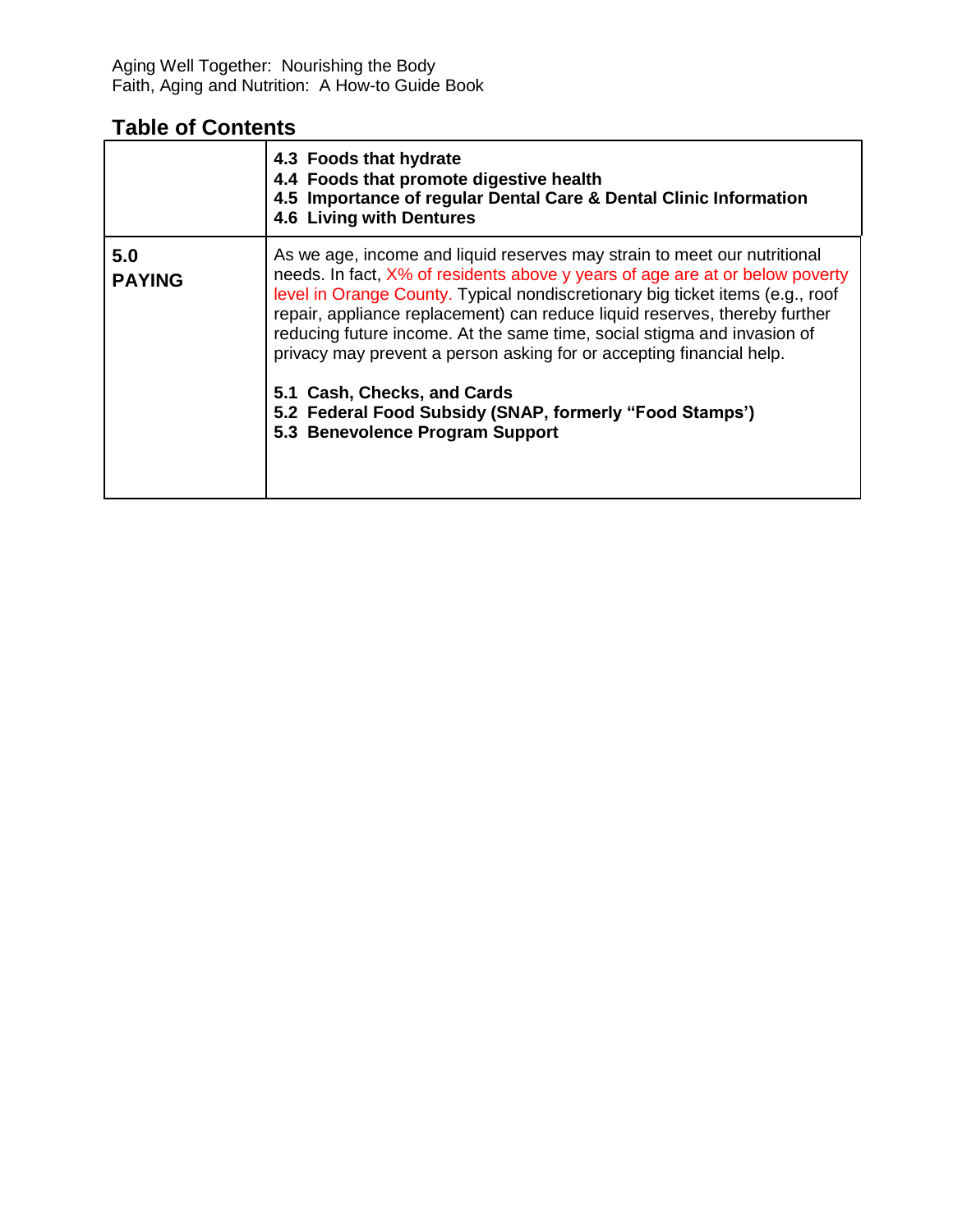Aging Well Together: Nourishing the Body
Faith, Aging and Nutrition: A How-to Guide Book

## Table of Contents

| | |
|---|---|
| | **4.3 Foods that hydrate**<br>**4.4 Foods that promote digestive health**<br>**4.5 Importance of regular Dental Care & Dental Clinic Information**<br>**4.6 Living with Dentures** |
| **5.0 PAYING** | As we age, income and liquid reserves may strain to meet our nutritional needs. In fact, X% of residents above y years of age are at or below poverty level in Orange County. Typical nondiscretionary big ticket items (e.g., roof repair, appliance replacement) can reduce liquid reserves, thereby further reducing future income. At the same time, social stigma and invasion of privacy may prevent a person asking for or accepting financial help.<br><br>**5.1 Cash, Checks, and Cards**<br>**5.2 Federal Food Subsidy (SNAP, formerly "Food Stamps')**<br>**5.3 Benevolence Program Support** |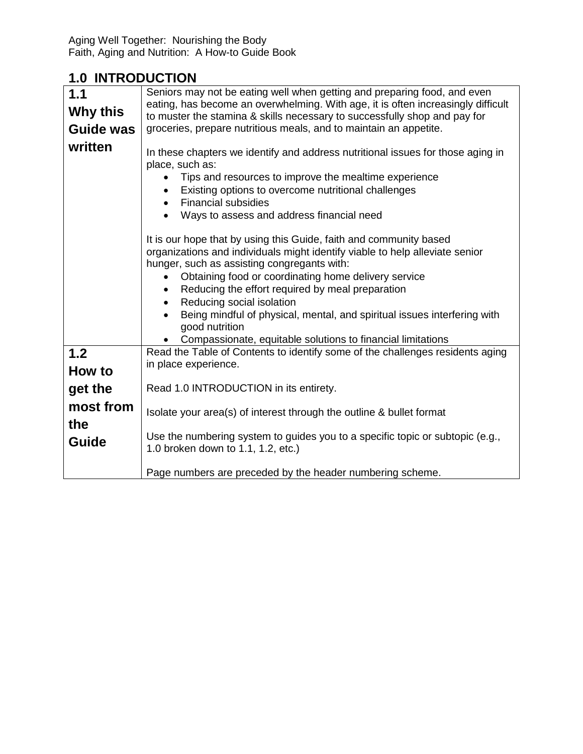## 1.0 INTRODUCTION

| | |
|---|---|
| **1.1 Why this Guide was written** | Seniors may not be eating well when getting and preparing food, and even eating, has become an overwhelming. With age, it is often increasingly difficult to muster the stamina & skills necessary to successfully shop and pay for groceries, prepare nutritious meals, and to maintain an appetite.<br><br>In these chapters we identify and address nutritional issues for those aging in place, such as:<br>• Tips and resources to improve the mealtime experience<br>• Existing options to overcome nutritional challenges<br>• Financial subsidies<br>• Ways to assess and address financial need<br><br>It is our hope that by using this Guide, faith and community based organizations and individuals might identify viable to help alleviate senior hunger, such as assisting congregants with:<br>• Obtaining food or coordinating home delivery service<br>• Reducing the effort required by meal preparation<br>• Reducing social isolation<br>• Being mindful of physical, mental, and spiritual issues interfering with good nutrition<br>• Compassionate, equitable solutions to financial limitations |
| **1.2 How to get the most from the Guide** | Read the Table of Contents to identify some of the challenges residents aging in place experience.<br><br>Read 1.0 INTRODUCTION in its entirety.<br><br>Isolate your area(s) of interest through the outline & bullet format<br><br>Use the numbering system to guides you to a specific topic or subtopic (e.g., 1.0 broken down to 1.1, 1.2, etc.)<br><br>Page numbers are preceded by the header numbering scheme. |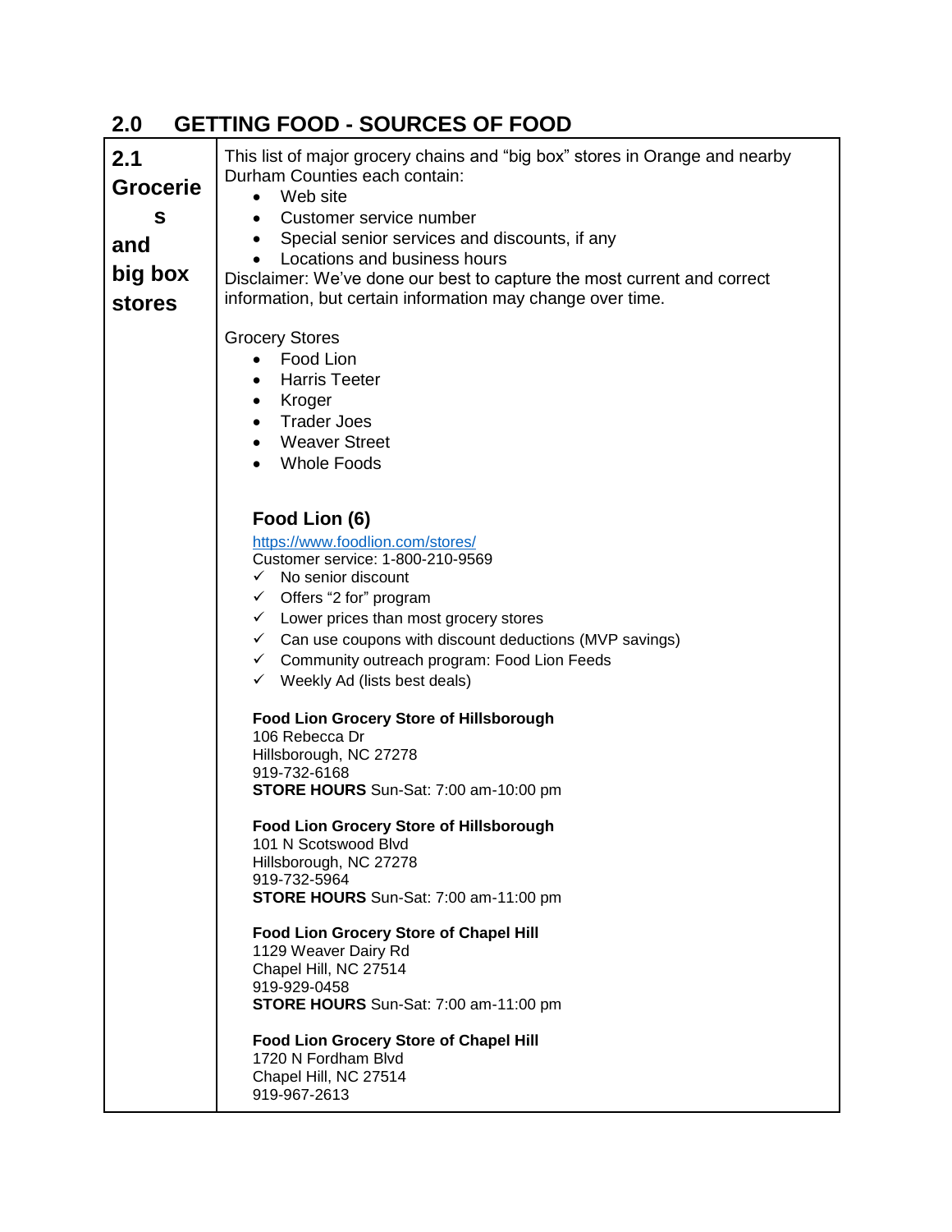## 2.0 GETTING FOOD - SOURCES OF FOOD

### 2.1 Groceries and big box stores

This list of major grocery chains and "big box" stores in Orange and nearby Durham Counties each contain:

- Web site
- Customer service number
- Special senior services and discounts, if any
- Locations and business hours

Disclaimer: We've done our best to capture the most current and correct information, but certain information may change over time.

Grocery Stores

- Food Lion
- Harris Teeter
- Kroger
- Trader Joes
- Weaver Street
- Whole Foods

#### Food Lion (6)

https://www.foodlion.com/stores/
Customer service: 1-800-210-9569

- ✓ No senior discount
- ✓ Offers "2 for" program
- ✓ Lower prices than most grocery stores
- ✓ Can use coupons with discount deductions (MVP savings)
- ✓ Community outreach program: Food Lion Feeds
- ✓ Weekly Ad (lists best deals)

**Food Lion Grocery Store of Hillsborough**
106 Rebecca Dr
Hillsborough, NC 27278
919-732-6168
**STORE HOURS** Sun-Sat: 7:00 am-10:00 pm

**Food Lion Grocery Store of Hillsborough**
101 N Scotswood Blvd
Hillsborough, NC 27278
919-732-5964
**STORE HOURS** Sun-Sat: 7:00 am-11:00 pm

**Food Lion Grocery Store of Chapel Hill**
1129 Weaver Dairy Rd
Chapel Hill, NC 27514
919-929-0458
**STORE HOURS** Sun-Sat: 7:00 am-11:00 pm

**Food Lion Grocery Store of Chapel Hill**
1720 N Fordham Blvd
Chapel Hill, NC 27514
919-967-2613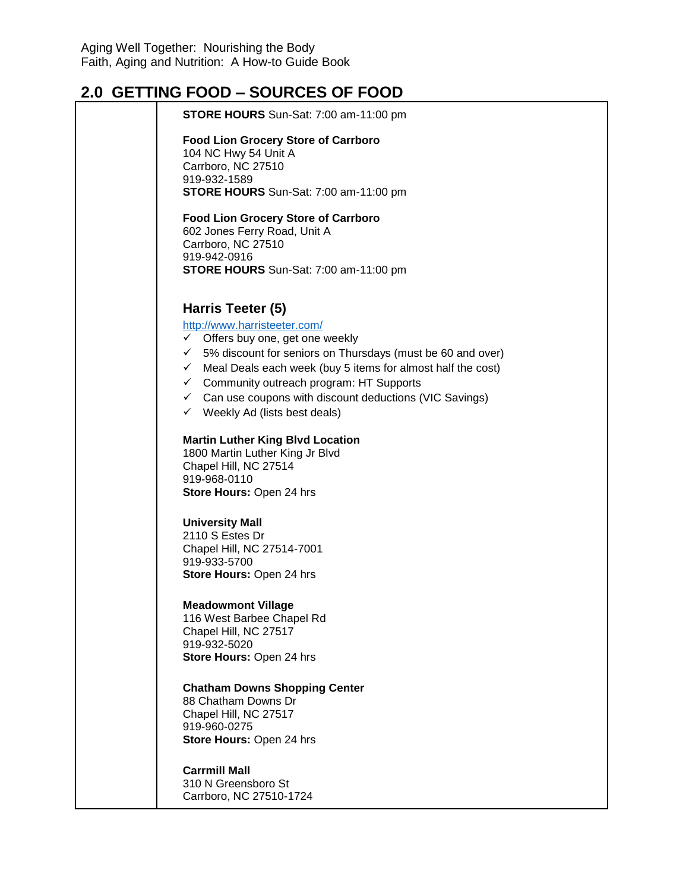## 2.0 GETTING FOOD – SOURCES OF FOOD

**STORE HOURS** Sun-Sat: 7:00 am-11:00 pm

**Food Lion Grocery Store of Carrboro**
104 NC Hwy 54 Unit A
Carrboro, NC 27510
919-932-1589
**STORE HOURS** Sun-Sat: 7:00 am-11:00 pm

**Food Lion Grocery Store of Carrboro**
602 Jones Ferry Road, Unit A
Carrboro, NC 27510
919-942-0916
**STORE HOURS** Sun-Sat: 7:00 am-11:00 pm

### Harris Teeter (5)

http://www.harristeeter.com/

- ✓ Offers buy one, get one weekly
- ✓ 5% discount for seniors on Thursdays (must be 60 and over)
- ✓ Meal Deals each week (buy 5 items for almost half the cost)
- ✓ Community outreach program: HT Supports
- ✓ Can use coupons with discount deductions (VIC Savings)
- ✓ Weekly Ad (lists best deals)

**Martin Luther King Blvd Location**
1800 Martin Luther King Jr Blvd
Chapel Hill, NC 27514
919-968-0110
**Store Hours:** Open 24 hrs

**University Mall**
2110 S Estes Dr
Chapel Hill, NC 27514-7001
919-933-5700
**Store Hours:** Open 24 hrs

**Meadowmont Village**
116 West Barbee Chapel Rd
Chapel Hill, NC 27517
919-932-5020
**Store Hours:** Open 24 hrs

**Chatham Downs Shopping Center**
88 Chatham Downs Dr
Chapel Hill, NC 27517
919-960-0275
**Store Hours:** Open 24 hrs

**Carrmill Mall**
310 N Greensboro St
Carrboro, NC 27510-1724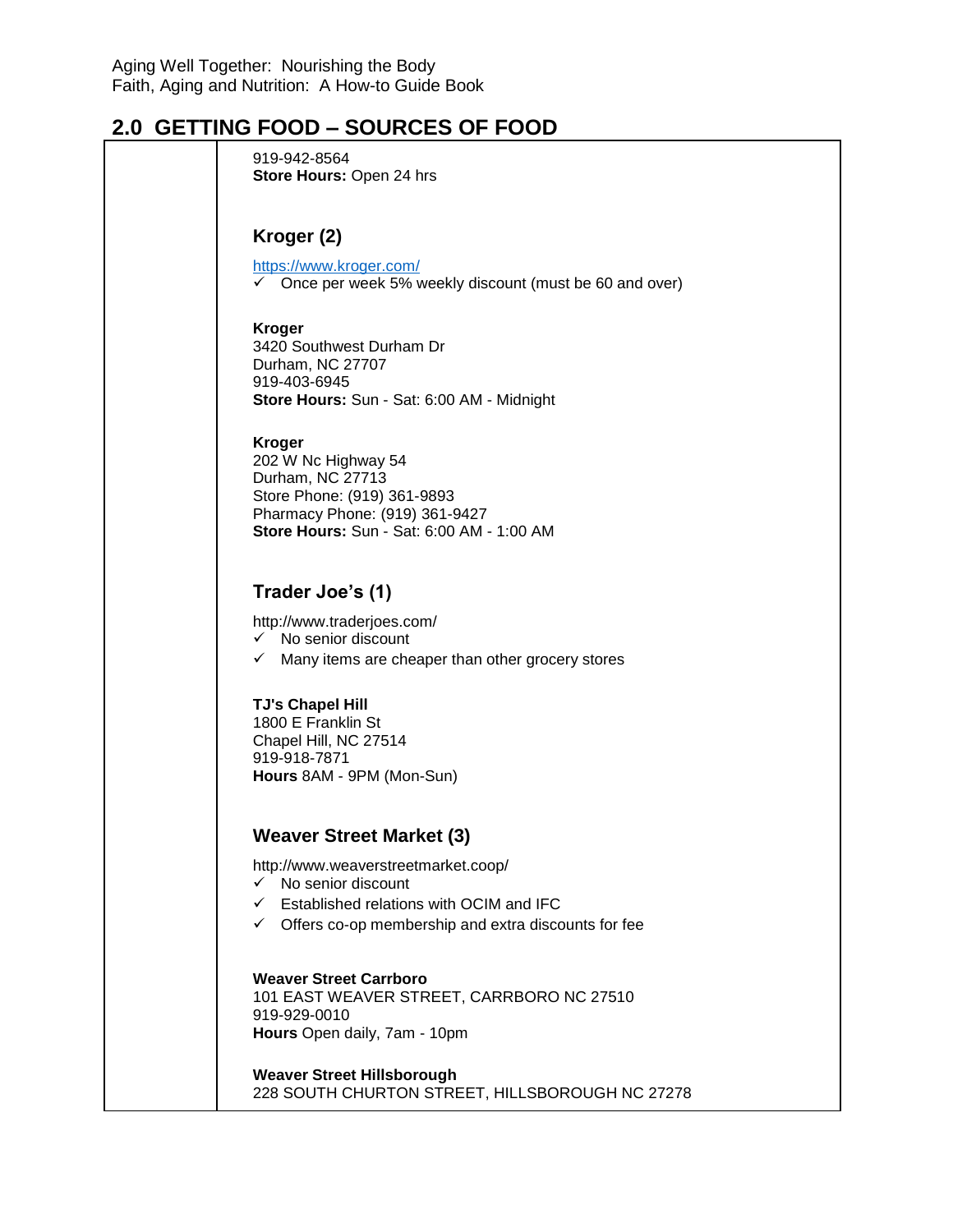## 2.0 GETTING FOOD – SOURCES OF FOOD

919-942-8564
**Store Hours:** Open 24 hrs

### Kroger (2)

https://www.kroger.com/

- ✓ Once per week 5% weekly discount (must be 60 and over)

**Kroger**
3420 Southwest Durham Dr
Durham, NC 27707
919-403-6945
**Store Hours:** Sun - Sat: 6:00 AM - Midnight

**Kroger**
202 W Nc Highway 54
Durham, NC 27713
Store Phone: (919) 361-9893
Pharmacy Phone: (919) 361-9427
**Store Hours:** Sun - Sat: 6:00 AM - 1:00 AM

### Trader Joe's (1)

http://www.traderjoes.com/

- ✓ No senior discount
- ✓ Many items are cheaper than other grocery stores

**TJ's Chapel Hill**
1800 E Franklin St
Chapel Hill, NC 27514
919-918-7871
**Hours** 8AM - 9PM (Mon-Sun)

### Weaver Street Market (3)

http://www.weaverstreetmarket.coop/

- ✓ No senior discount
- ✓ Established relations with OCIM and IFC
- ✓ Offers co-op membership and extra discounts for fee

**Weaver Street Carrboro**
101 EAST WEAVER STREET, CARRBORO NC 27510
919-929-0010
**Hours** Open daily, 7am - 10pm

**Weaver Street Hillsborough**
228 SOUTH CHURTON STREET, HILLSBOROUGH NC 27278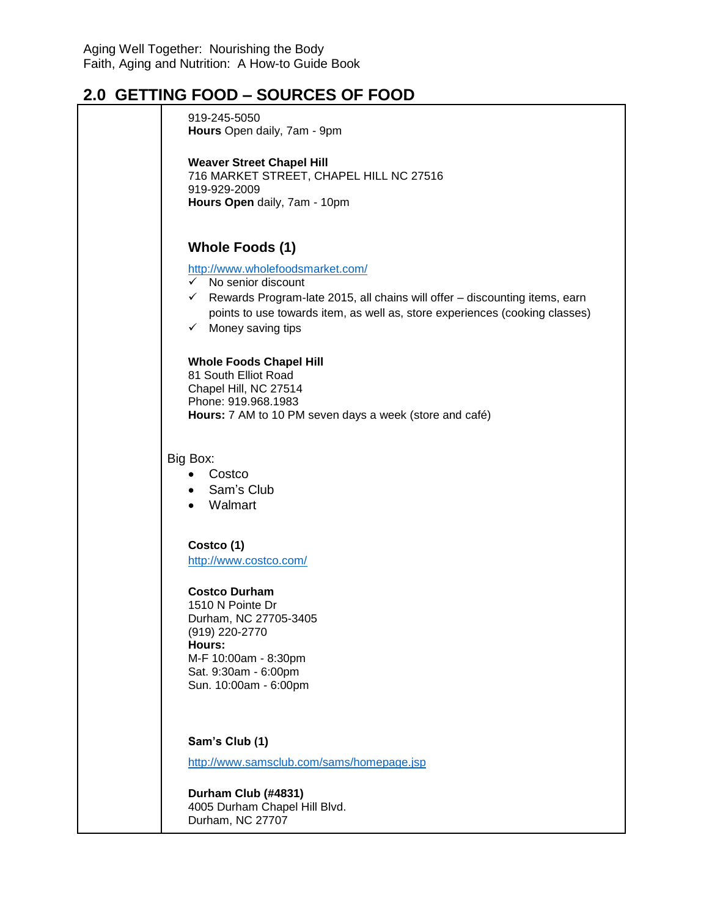## 2.0 GETTING FOOD – SOURCES OF FOOD

919-245-5050
**Hours** Open daily, 7am - 9pm

**Weaver Street Chapel Hill**
716 MARKET STREET, CHAPEL HILL NC 27516
919-929-2009
**Hours Open** daily, 7am - 10pm

### Whole Foods (1)

http://www.wholefoodsmarket.com/

- ✓ No senior discount
- ✓ Rewards Program-late 2015, all chains will offer – discounting items, earn points to use towards item, as well as, store experiences (cooking classes)
- ✓ Money saving tips

**Whole Foods Chapel Hill**
81 South Elliot Road
Chapel Hill, NC 27514
Phone: 919.968.1983
**Hours:** 7 AM to 10 PM seven days a week (store and café)

Big Box:

- Costco
- Sam's Club
- Walmart

**Costco (1)**
http://www.costco.com/

**Costco Durham**
1510 N Pointe Dr
Durham, NC 27705-3405
(919) 220-2770
**Hours:**
M-F 10:00am - 8:30pm
Sat. 9:30am - 6:00pm
Sun. 10:00am - 6:00pm

**Sam's Club (1)**

http://www.samsclub.com/sams/homepage.jsp

**Durham Club (#4831)**
4005 Durham Chapel Hill Blvd.
Durham, NC 27707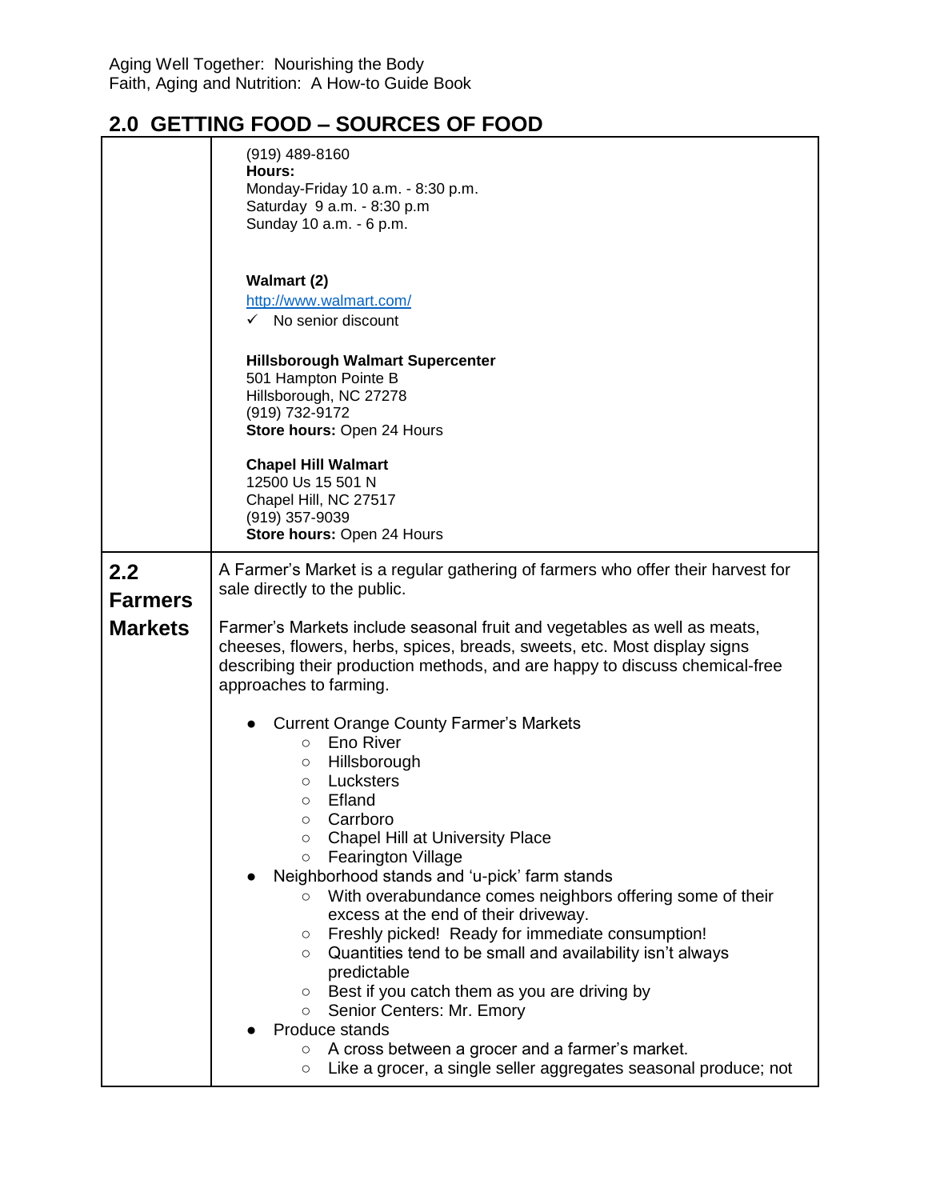## 2.0 GETTING FOOD – SOURCES OF FOOD

(919) 489-8160
**Hours:**
Monday-Friday 10 a.m. - 8:30 p.m.
Saturday 9 a.m. - 8:30 p.m
Sunday 10 a.m. - 6 p.m.

**Walmart (2)**
http://www.walmart.com/
- ✓ No senior discount

**Hillsborough Walmart Supercenter**
501 Hampton Pointe B
Hillsborough, NC 27278
(919) 732-9172
**Store hours:** Open 24 Hours

**Chapel Hill Walmart**
12500 Us 15 501 N
Chapel Hill, NC 27517
(919) 357-9039
**Store hours:** Open 24 Hours

### 2.2 Farmers Markets

A Farmer's Market is a regular gathering of farmers who offer their harvest for sale directly to the public.

Farmer's Markets include seasonal fruit and vegetables as well as meats, cheeses, flowers, herbs, spices, breads, sweets, etc. Most display signs describing their production methods, and are happy to discuss chemical-free approaches to farming.

- Current Orange County Farmer's Markets
    - Eno River
    - Hillsborough
    - Lucksters
    - Efland
    - Carrboro
    - Chapel Hill at University Place
    - Fearington Village
- Neighborhood stands and 'u-pick' farm stands
    - With overabundance comes neighbors offering some of their excess at the end of their driveway.
    - Freshly picked! Ready for immediate consumption!
    - Quantities tend to be small and availability isn't always predictable
    - Best if you catch them as you are driving by
    - Senior Centers: Mr. Emory
- Produce stands
    - A cross between a grocer and a farmer's market.
    - Like a grocer, a single seller aggregates seasonal produce; not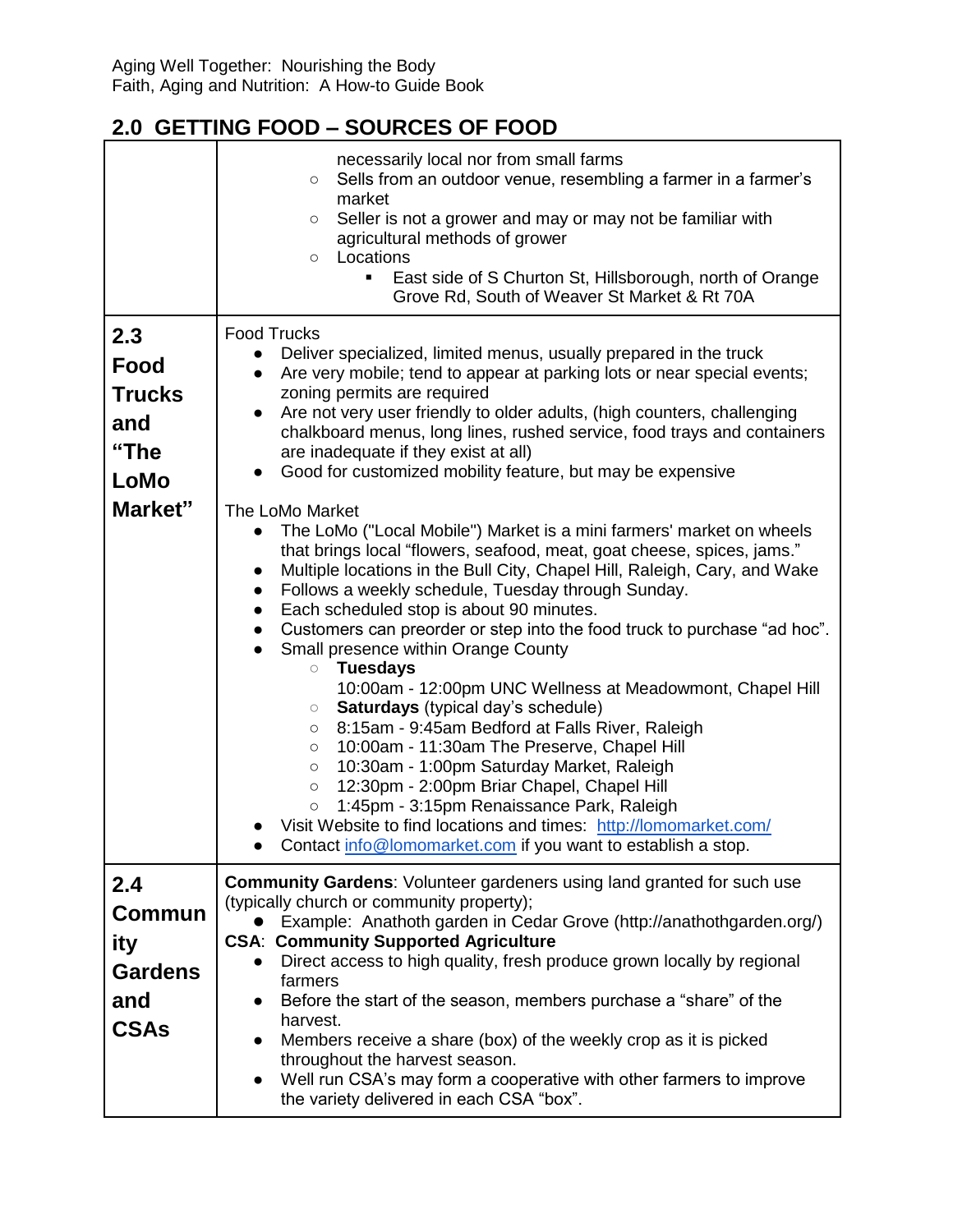## 2.0 GETTING FOOD – SOURCES OF FOOD

| | |
|---|---|
| | necessarily local nor from small farms<br>○ Sells from an outdoor venue, resembling a farmer in a farmer's market<br>○ Seller is not a grower and may or may not be familiar with agricultural methods of grower<br>○ Locations<br>  ▪ East side of S Churton St, Hillsborough, north of Orange Grove Rd, South of Weaver St Market & Rt 70A |
| **2.3 Food Trucks and "The LoMo Market"** | Food Trucks<br>● Deliver specialized, limited menus, usually prepared in the truck<br>● Are very mobile; tend to appear at parking lots or near special events; zoning permits are required<br>● Are not very user friendly to older adults, (high counters, challenging chalkboard menus, long lines, rushed service, food trays and containers are inadequate if they exist at all)<br>● Good for customized mobility feature, but may be expensive<br><br>The LoMo Market<br>● The LoMo ("Local Mobile") Market is a mini farmers' market on wheels that brings local "flowers, seafood, meat, goat cheese, spices, jams."<br>● Multiple locations in the Bull City, Chapel Hill, Raleigh, Cary, and Wake<br>● Follows a weekly schedule, Tuesday through Sunday.<br>● Each scheduled stop is about 90 minutes.<br>● Customers can preorder or step into the food truck to purchase "ad hoc".<br>● Small presence within Orange County<br>  ○ **Tuesdays**<br>  10:00am - 12:00pm UNC Wellness at Meadowmont, Chapel Hill<br>  ○ **Saturdays** (typical day's schedule)<br>  ○ 8:15am - 9:45am Bedford at Falls River, Raleigh<br>  ○ 10:00am - 11:30am The Preserve, Chapel Hill<br>  ○ 10:30am - 1:00pm Saturday Market, Raleigh<br>  ○ 12:30pm - 2:00pm Briar Chapel, Chapel Hill<br>  ○ 1:45pm - 3:15pm Renaissance Park, Raleigh<br>● Visit Website to find locations and times: http://lomomarket.com/<br>● Contact info@lomomarket.com if you want to establish a stop. |
| **2.4 Community Gardens and CSAs** | **Community Gardens**: Volunteer gardeners using land granted for such use (typically church or community property);<br>● Example: Anathoth garden in Cedar Grove (http://anathothgarden.org/)<br>**CSA**: **Community Supported Agriculture**<br>● Direct access to high quality, fresh produce grown locally by regional farmers<br>● Before the start of the season, members purchase a "share" of the harvest.<br>● Members receive a share (box) of the weekly crop as it is picked throughout the harvest season.<br>● Well run CSA's may form a cooperative with other farmers to improve the variety delivered in each CSA "box". |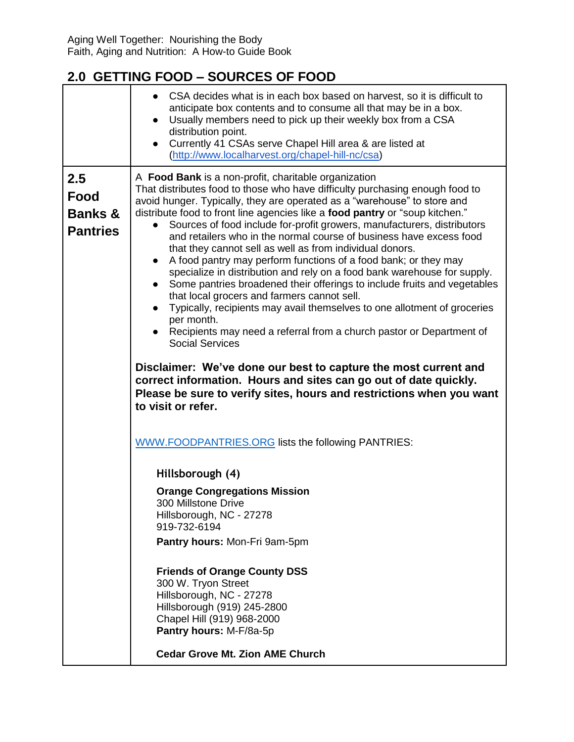## 2.0 GETTING FOOD – SOURCES OF FOOD

| | |
|---|---|
| | • CSA decides what is in each box based on harvest, so it is difficult to anticipate box contents and to consume all that may be in a box.<br>• Usually members need to pick up their weekly box from a CSA distribution point.<br>• Currently 41 CSAs serve Chapel Hill area & are listed at (http://www.localharvest.org/chapel-hill-nc/csa) |
| **2.5 Food Banks & Pantries** | A **Food Bank** is a non-profit, charitable organization That distributes food to those who have difficulty purchasing enough food to avoid hunger. Typically, they are operated as a "warehouse" to store and distribute food to front line agencies like a **food pantry** or "soup kitchen."<br>• Sources of food include for-profit growers, manufacturers, distributors and retailers who in the normal course of business have excess food that they cannot sell as well as from individual donors.<br>• A food pantry may perform functions of a food bank; or they may specialize in distribution and rely on a food bank warehouse for supply.<br>• Some pantries broadened their offerings to include fruits and vegetables that local grocers and farmers cannot sell.<br>• Typically, recipients may avail themselves to one allotment of groceries per month.<br>• Recipients may need a referral from a church pastor or Department of Social Services<br><br>**Disclaimer: We've done our best to capture the most current and correct information. Hours and sites can go out of date quickly. Please be sure to verify sites, hours and restrictions when you want to visit or refer.**<br><br>WWW.FOODPANTRIES.ORG lists the following PANTRIES:<br><br>**Hillsborough (4)**<br><br>**Orange Congregations Mission**<br>300 Millstone Drive<br>Hillsborough, NC - 27278<br>919-732-6194<br>**Pantry hours:** Mon-Fri 9am-5pm<br><br>**Friends of Orange County DSS**<br>300 W. Tryon Street<br>Hillsborough, NC - 27278<br>Hillsborough (919) 245-2800<br>Chapel Hill (919) 968-2000<br>**Pantry hours:** M-F/8a-5p<br><br>**Cedar Grove Mt. Zion AME Church** |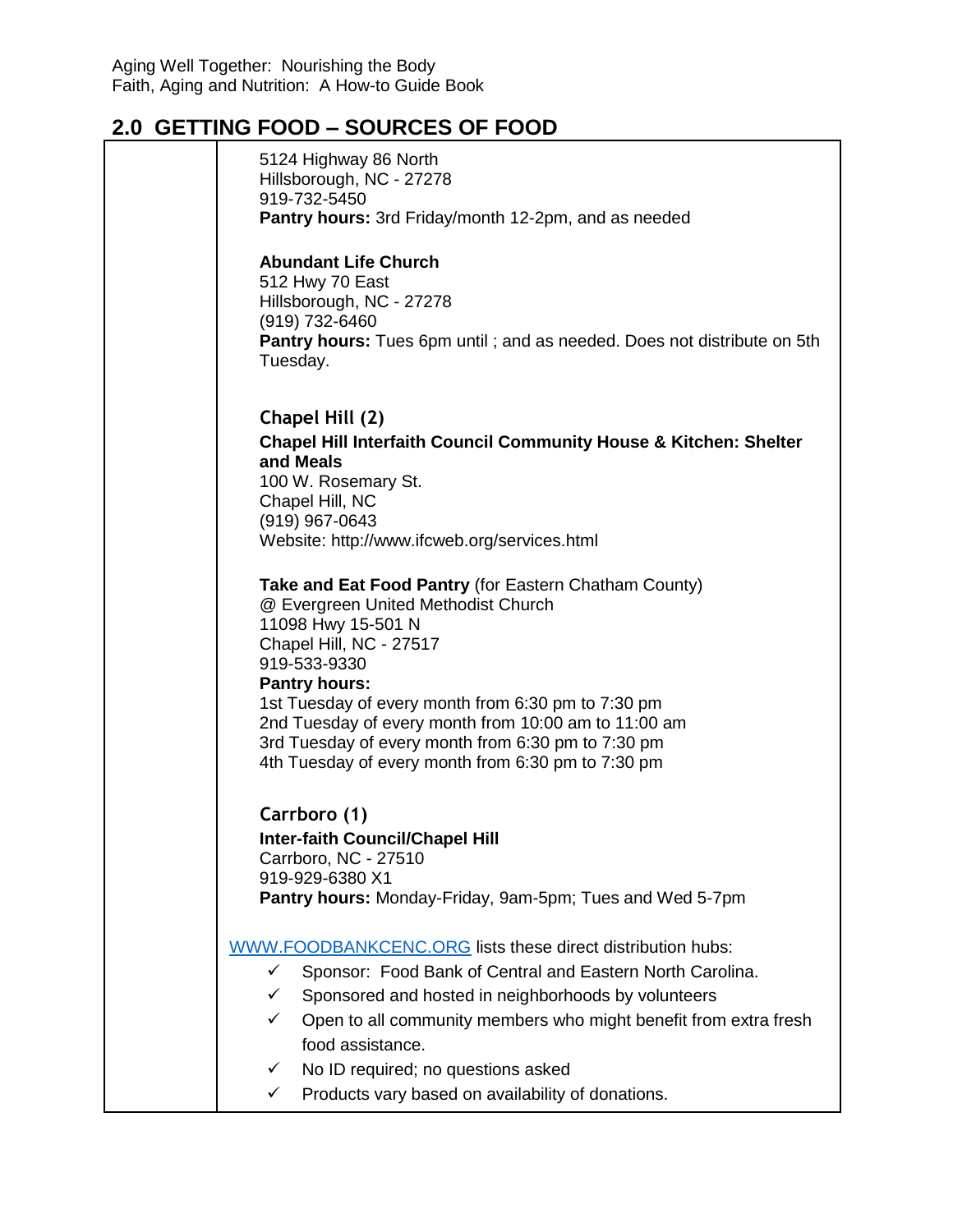## 2.0 GETTING FOOD – SOURCES OF FOOD

5124 Highway 86 North
Hillsborough, NC - 27278
919-732-5450
**Pantry hours:** 3rd Friday/month 12-2pm, and as needed

**Abundant Life Church**
512 Hwy 70 East
Hillsborough, NC - 27278
(919) 732-6460
**Pantry hours:** Tues 6pm until ; and as needed. Does not distribute on 5th Tuesday.

### Chapel Hill (2)

**Chapel Hill Interfaith Council Community House & Kitchen: Shelter and Meals**
100 W. Rosemary St.
Chapel Hill, NC
(919) 967-0643
Website: http://www.ifcweb.org/services.html

**Take and Eat Food Pantry** (for Eastern Chatham County)
@ Evergreen United Methodist Church
11098 Hwy 15-501 N
Chapel Hill, NC - 27517
919-533-9330
**Pantry hours:**
1st Tuesday of every month from 6:30 pm to 7:30 pm
2nd Tuesday of every month from 10:00 am to 11:00 am
3rd Tuesday of every month from 6:30 pm to 7:30 pm
4th Tuesday of every month from 6:30 pm to 7:30 pm

### Carrboro (1)

**Inter-faith Council/Chapel Hill**
Carrboro, NC - 27510
919-929-6380 X1
**Pantry hours:** Monday-Friday, 9am-5pm; Tues and Wed 5-7pm

WWW.FOODBANKCENC.ORG lists these direct distribution hubs:

- ✓ Sponsor: Food Bank of Central and Eastern North Carolina.
- ✓ Sponsored and hosted in neighborhoods by volunteers
- ✓ Open to all community members who might benefit from extra fresh food assistance.
- ✓ No ID required; no questions asked
- ✓ Products vary based on availability of donations.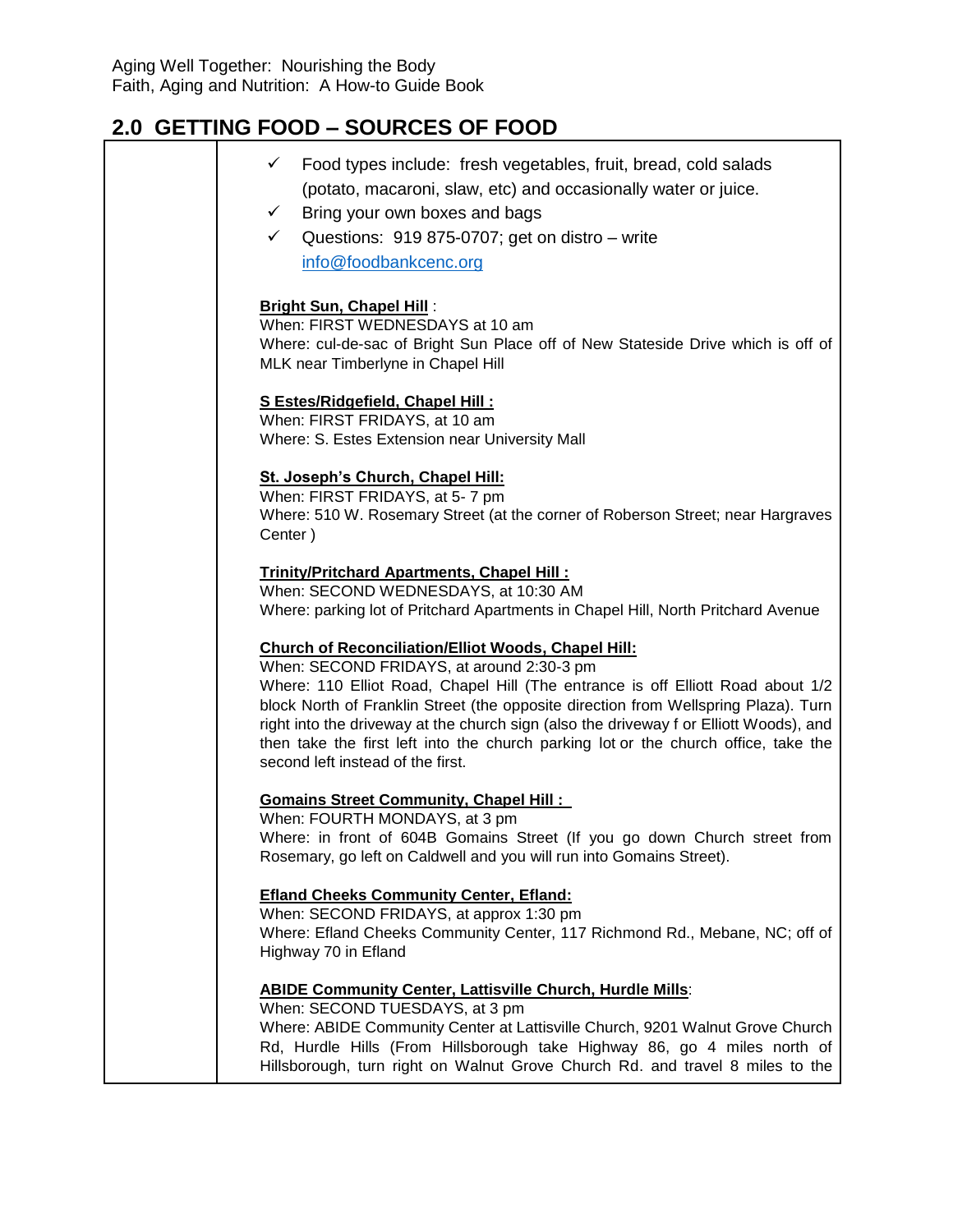## 2.0 GETTING FOOD – SOURCES OF FOOD

- ✓ Food types include: fresh vegetables, fruit, bread, cold salads (potato, macaroni, slaw, etc) and occasionally water or juice.
- ✓ Bring your own boxes and bags
- ✓ Questions: 919 875-0707; get on distro – write info@foodbankcenc.org

**Bright Sun, Chapel Hill** :
When: FIRST WEDNESDAYS at 10 am
Where: cul-de-sac of Bright Sun Place off of New Stateside Drive which is off of MLK near Timberlyne in Chapel Hill

**S Estes/Ridgefield, Chapel Hill :**
When: FIRST FRIDAYS, at 10 am
Where: S. Estes Extension near University Mall

**St. Joseph's Church, Chapel Hill:**
When: FIRST FRIDAYS, at 5- 7 pm
Where: 510 W. Rosemary Street (at the corner of Roberson Street; near Hargraves Center )

**Trinity/Pritchard Apartments, Chapel Hill :**
When: SECOND WEDNESDAYS, at 10:30 AM
Where: parking lot of Pritchard Apartments in Chapel Hill, North Pritchard Avenue

**Church of Reconciliation/Elliot Woods, Chapel Hill:**
When: SECOND FRIDAYS, at around 2:30-3 pm
Where: 110 Elliot Road, Chapel Hill (The entrance is off Elliott Road about 1/2 block North of Franklin Street (the opposite direction from Wellspring Plaza). Turn right into the driveway at the church sign (also the driveway f or Elliott Woods), and then take the first left into the church parking lot or the church office, take the second left instead of the first.

**Gomains Street Community, Chapel Hill :**
When: FOURTH MONDAYS, at 3 pm
Where: in front of 604B Gomains Street (If you go down Church street from Rosemary, go left on Caldwell and you will run into Gomains Street).

**Efland Cheeks Community Center, Efland:**
When: SECOND FRIDAYS, at approx 1:30 pm
Where: Efland Cheeks Community Center, 117 Richmond Rd., Mebane, NC; off of Highway 70 in Efland

**ABIDE Community Center, Lattisville Church, Hurdle Mills**:
When: SECOND TUESDAYS, at 3 pm
Where: ABIDE Community Center at Lattisville Church, 9201 Walnut Grove Church Rd, Hurdle Hills (From Hillsborough take Highway 86, go 4 miles north of Hillsborough, turn right on Walnut Grove Church Rd. and travel 8 miles to the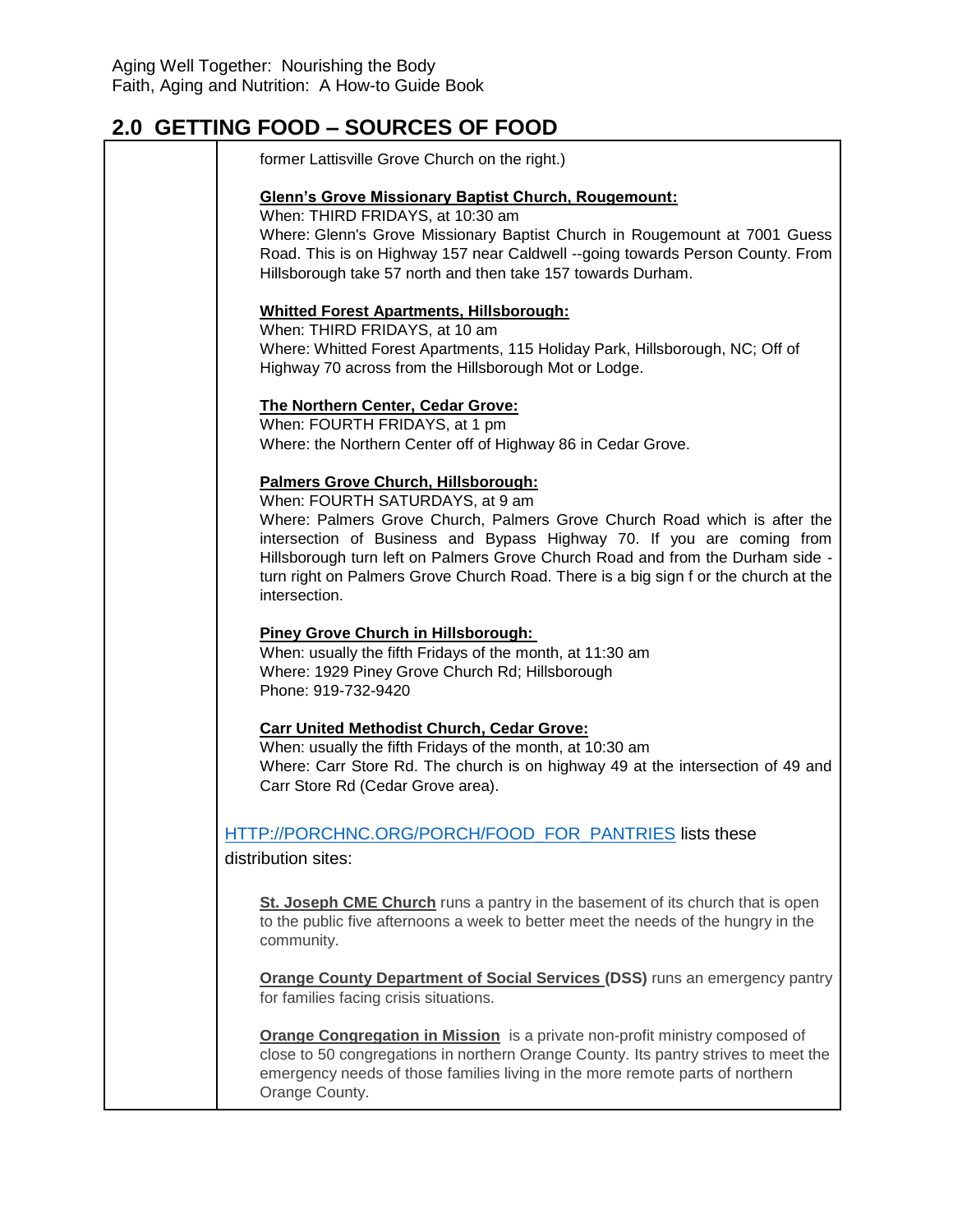## 2.0 GETTING FOOD – SOURCES OF FOOD

former Lattisville Grove Church on the right.)

**Glenn's Grove Missionary Baptist Church, Rougemount:**
When: THIRD FRIDAYS, at 10:30 am
Where: Glenn's Grove Missionary Baptist Church in Rougemount at 7001 Guess Road. This is on Highway 157 near Caldwell --going towards Person County. From Hillsborough take 57 north and then take 157 towards Durham.

**Whitted Forest Apartments, Hillsborough:**
When: THIRD FRIDAYS, at 10 am
Where: Whitted Forest Apartments, 115 Holiday Park, Hillsborough, NC; Off of Highway 70 across from the Hillsborough Mot or Lodge.

**The Northern Center, Cedar Grove:**
When: FOURTH FRIDAYS, at 1 pm
Where: the Northern Center off of Highway 86 in Cedar Grove.

**Palmers Grove Church, Hillsborough:**
When: FOURTH SATURDAYS, at 9 am
Where: Palmers Grove Church, Palmers Grove Church Road which is after the intersection of Business and Bypass Highway 70. If you are coming from Hillsborough turn left on Palmers Grove Church Road and from the Durham side - turn right on Palmers Grove Church Road. There is a big sign f or the church at the intersection.

**Piney Grove Church in Hillsborough:**
When: usually the fifth Fridays of the month, at 11:30 am
Where: 1929 Piney Grove Church Rd; Hillsborough
Phone: 919-732-9420

**Carr United Methodist Church, Cedar Grove:**
When: usually the fifth Fridays of the month, at 10:30 am
Where: Carr Store Rd. The church is on highway 49 at the intersection of 49 and Carr Store Rd (Cedar Grove area).

HTTP://PORCHNC.ORG/PORCH/FOOD_FOR_PANTRIES lists these distribution sites:

**St. Joseph CME Church** runs a pantry in the basement of its church that is open to the public five afternoons a week to better meet the needs of the hungry in the community.

**Orange County Department of Social Services (DSS)** runs an emergency pantry for families facing crisis situations.

**Orange Congregation in Mission** is a private non-profit ministry composed of close to 50 congregations in northern Orange County. Its pantry strives to meet the emergency needs of those families living in the more remote parts of northern Orange County.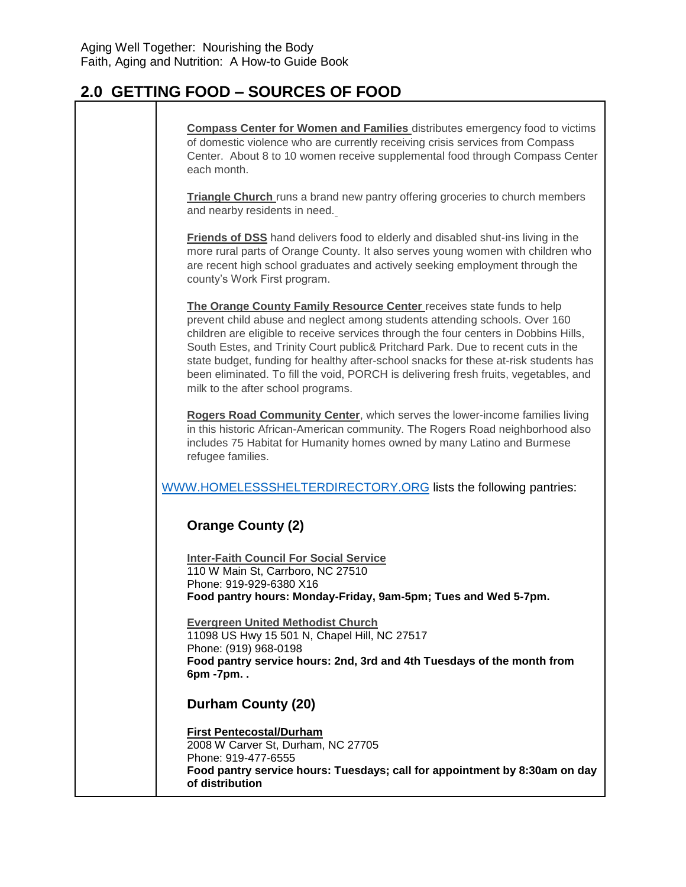## 2.0 GETTING FOOD – SOURCES OF FOOD

**Compass Center for Women and Families** distributes emergency food to victims of domestic violence who are currently receiving crisis services from Compass Center. About 8 to 10 women receive supplemental food through Compass Center each month.

**Triangle Church** runs a brand new pantry offering groceries to church members and nearby residents in need.

**Friends of DSS** hand delivers food to elderly and disabled shut-ins living in the more rural parts of Orange County. It also serves young women with children who are recent high school graduates and actively seeking employment through the county's Work First program.

**The Orange County Family Resource Center** receives state funds to help prevent child abuse and neglect among students attending schools. Over 160 children are eligible to receive services through the four centers in Dobbins Hills, South Estes, and Trinity Court public& Pritchard Park. Due to recent cuts in the state budget, funding for healthy after-school snacks for these at-risk students has been eliminated. To fill the void, PORCH is delivering fresh fruits, vegetables, and milk to the after school programs.

**Rogers Road Community Center**, which serves the lower-income families living in this historic African-American community. The Rogers Road neighborhood also includes 75 Habitat for Humanity homes owned by many Latino and Burmese refugee families.

WWW.HOMELESSSHELTERDIRECTORY.ORG lists the following pantries:

### Orange County (2)

**Inter-Faith Council For Social Service**
110 W Main St, Carrboro, NC 27510
Phone: 919-929-6380 X16
**Food pantry hours: Monday-Friday, 9am-5pm; Tues and Wed 5-7pm.**

**Evergreen United Methodist Church**
11098 US Hwy 15 501 N, Chapel Hill, NC 27517
Phone: (919) 968-0198
**Food pantry service hours: 2nd, 3rd and 4th Tuesdays of the month from 6pm -7pm. .**

### Durham County (20)

**First Pentecostal/Durham**
2008 W Carver St, Durham, NC 27705
Phone: 919-477-6555
**Food pantry service hours: Tuesdays; call for appointment by 8:30am on day of distribution**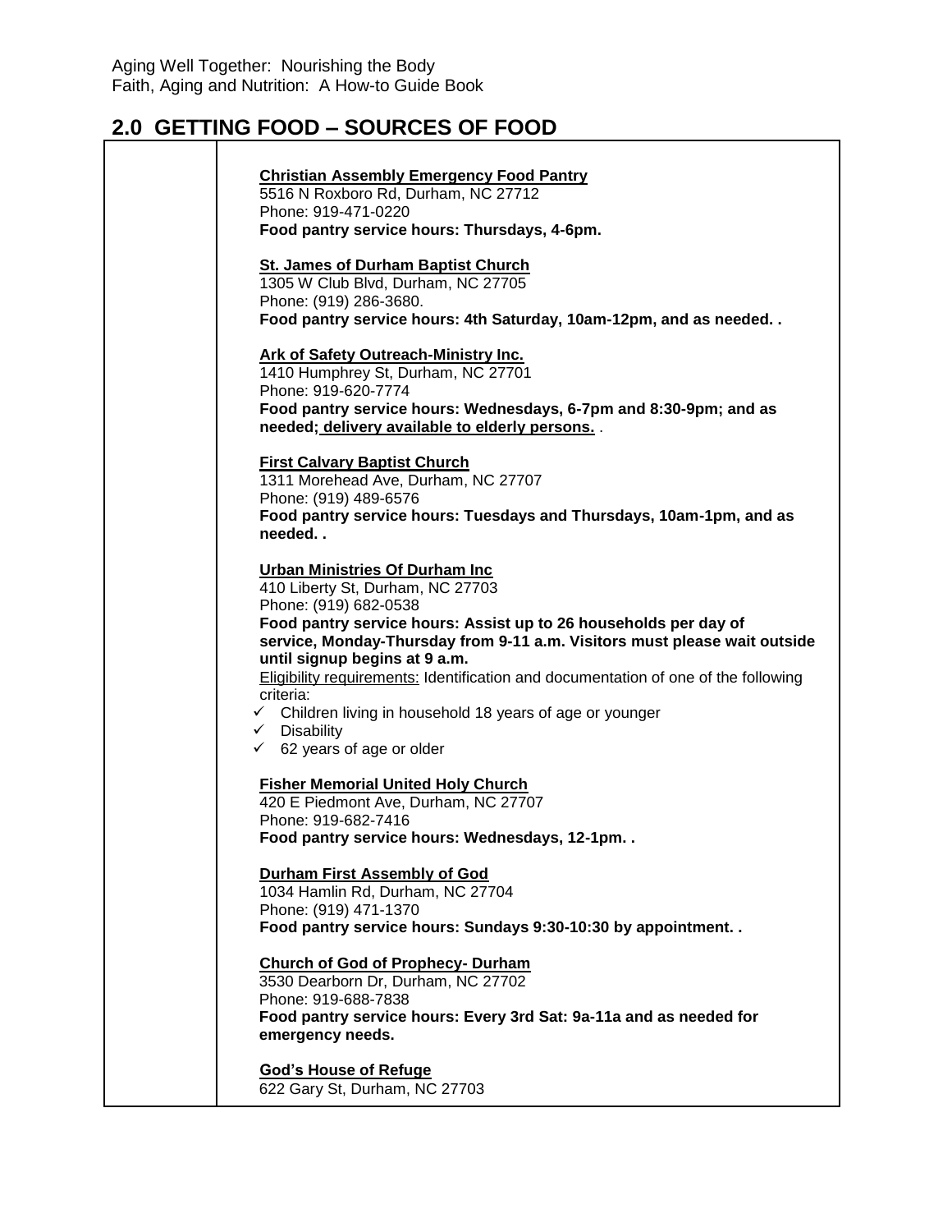## 2.0 GETTING FOOD – SOURCES OF FOOD

**Christian Assembly Emergency Food Pantry**
5516 N Roxboro Rd, Durham, NC 27712
Phone: 919-471-0220
**Food pantry service hours: Thursdays, 4-6pm.**

**St. James of Durham Baptist Church**
1305 W Club Blvd, Durham, NC 27705
Phone: (919) 286-3680.
**Food pantry service hours: 4th Saturday, 10am-12pm, and as needed. .**

**Ark of Safety Outreach-Ministry Inc.**
1410 Humphrey St, Durham, NC 27701
Phone: 919-620-7774
**Food pantry service hours: Wednesdays, 6-7pm and 8:30-9pm; and as needed; delivery available to elderly persons.** .

**First Calvary Baptist Church**
1311 Morehead Ave, Durham, NC 27707
Phone: (919) 489-6576
**Food pantry service hours: Tuesdays and Thursdays, 10am-1pm, and as needed. .**

**Urban Ministries Of Durham Inc**
410 Liberty St, Durham, NC 27703
Phone: (919) 682-0538
**Food pantry service hours: Assist up to 26 households per day of service, Monday-Thursday from 9-11 a.m. Visitors must please wait outside until signup begins at 9 a.m.**
Eligibility requirements: Identification and documentation of one of the following criteria:

- ✓ Children living in household 18 years of age or younger
- ✓ Disability
- ✓ 62 years of age or older

**Fisher Memorial United Holy Church**
420 E Piedmont Ave, Durham, NC 27707
Phone: 919-682-7416
**Food pantry service hours: Wednesdays, 12-1pm. .**

**Durham First Assembly of God**
1034 Hamlin Rd, Durham, NC 27704
Phone: (919) 471-1370
**Food pantry service hours: Sundays 9:30-10:30 by appointment. .**

**Church of God of Prophecy- Durham**
3530 Dearborn Dr, Durham, NC 27702
Phone: 919-688-7838
**Food pantry service hours: Every 3rd Sat: 9a-11a and as needed for emergency needs.**

**God's House of Refuge**
622 Gary St, Durham, NC 27703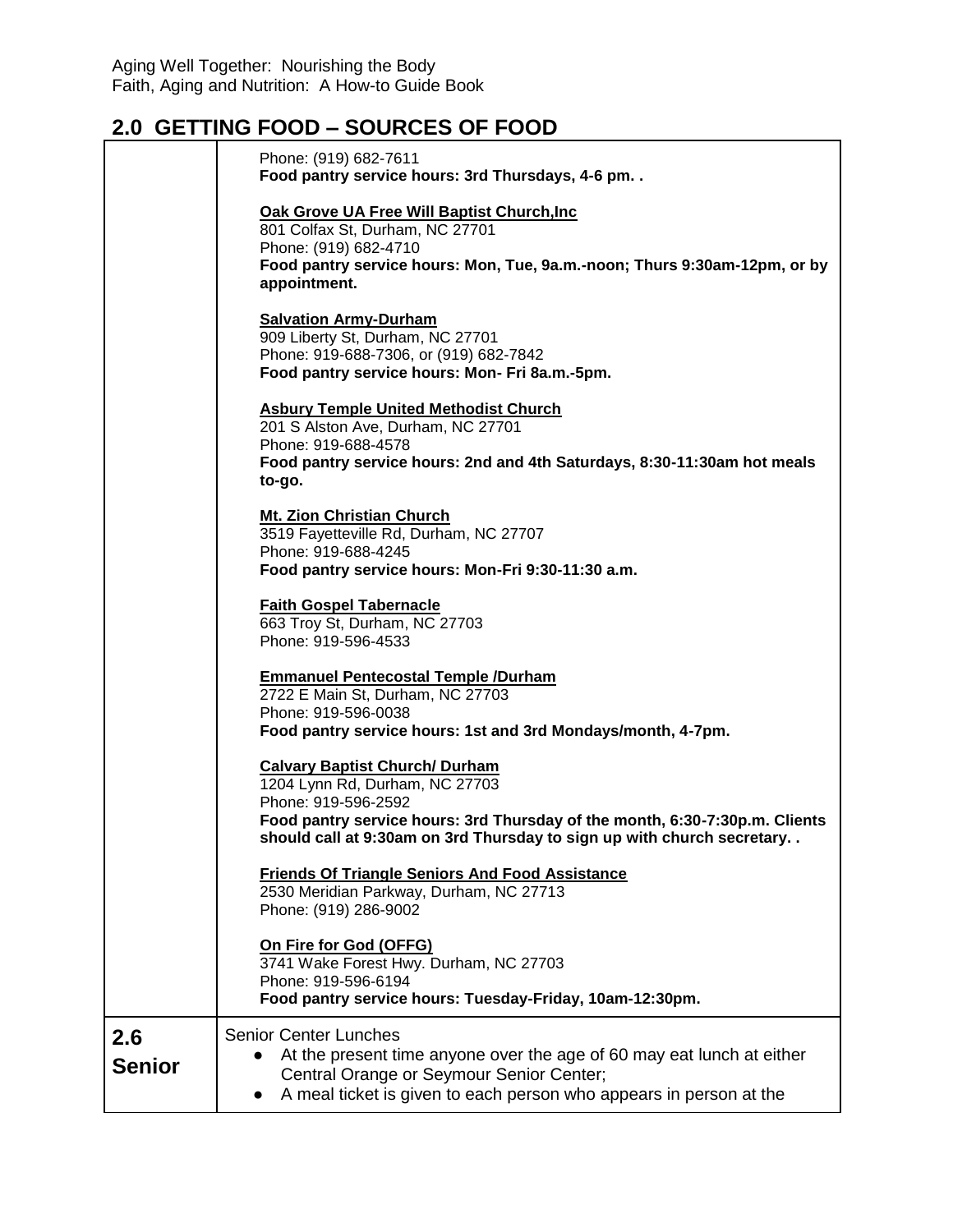## 2.0 GETTING FOOD – SOURCES OF FOOD

| | |
|---|---|
| | Phone: (919) 682-7611<br>**Food pantry service hours: 3rd Thursdays, 4-6 pm. .**<br><br>**Oak Grove UA Free Will Baptist Church,Inc**<br>801 Colfax St, Durham, NC 27701<br>Phone: (919) 682-4710<br>**Food pantry service hours: Mon, Tue, 9a.m.-noon; Thurs 9:30am-12pm, or by appointment.**<br><br>**Salvation Army-Durham**<br>909 Liberty St, Durham, NC 27701<br>Phone: 919-688-7306, or (919) 682-7842<br>**Food pantry service hours: Mon- Fri 8a.m.-5pm.**<br><br>**Asbury Temple United Methodist Church**<br>201 S Alston Ave, Durham, NC 27701<br>Phone: 919-688-4578<br>**Food pantry service hours: 2nd and 4th Saturdays, 8:30-11:30am hot meals to-go.**<br><br>**Mt. Zion Christian Church**<br>3519 Fayetteville Rd, Durham, NC 27707<br>Phone: 919-688-4245<br>**Food pantry service hours: Mon-Fri 9:30-11:30 a.m.**<br><br>**Faith Gospel Tabernacle**<br>663 Troy St, Durham, NC 27703<br>Phone: 919-596-4533<br><br>**Emmanuel Pentecostal Temple /Durham**<br>2722 E Main St, Durham, NC 27703<br>Phone: 919-596-0038<br>**Food pantry service hours: 1st and 3rd Mondays/month, 4-7pm.**<br><br>**Calvary Baptist Church/ Durham**<br>1204 Lynn Rd, Durham, NC 27703<br>Phone: 919-596-2592<br>**Food pantry service hours: 3rd Thursday of the month, 6:30-7:30p.m. Clients should call at 9:30am on 3rd Thursday to sign up with church secretary. .**<br><br>**Friends Of Triangle Seniors And Food Assistance**<br>2530 Meridian Parkway, Durham, NC 27713<br>Phone: (919) 286-9002<br><br>**On Fire for God (OFFG)**<br>3741 Wake Forest Hwy. Durham, NC 27703<br>Phone: 919-596-6194<br>**Food pantry service hours: Tuesday-Friday, 10am-12:30pm.** |
| **2.6 Senior** | Senior Center Lunches<br>• At the present time anyone over the age of 60 may eat lunch at either Central Orange or Seymour Senior Center;<br>• A meal ticket is given to each person who appears in person at the |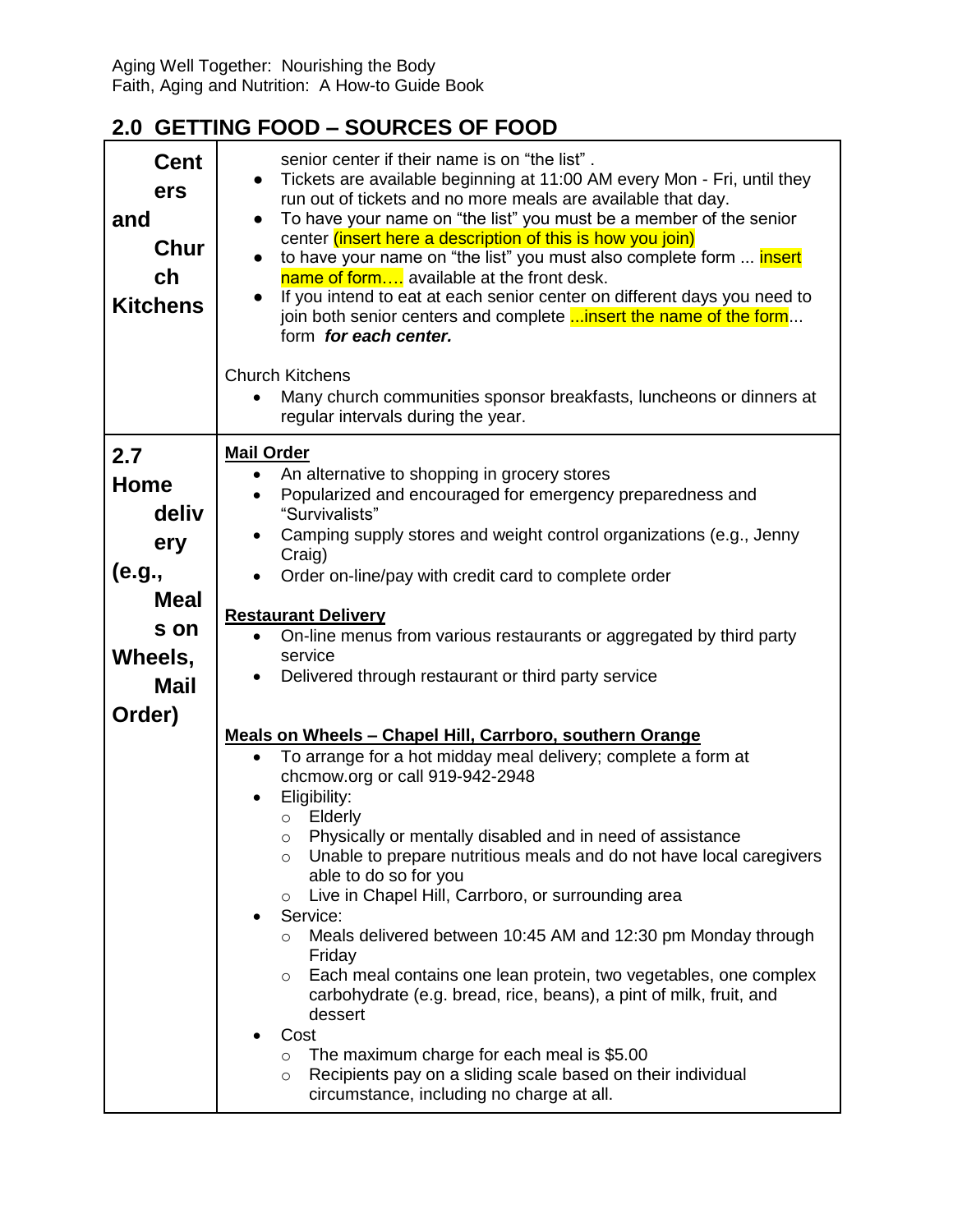## 2.0 GETTING FOOD – SOURCES OF FOOD

| | |
|---|---|
| **Centers and Church Kitchens** | senior center if their name is on "the list" .<br>• Tickets are available beginning at 11:00 AM every Mon - Fri, until they run out of tickets and no more meals are available that day.<br>• To have your name on "the list" you must be a member of the senior center (insert here a description of this is how you join)<br>• to have your name on "the list" you must also complete form ... insert name of form…. available at the front desk.<br>• If you intend to eat at each senior center on different days you need to join both senior centers and complete ...insert the name of the form... form ***for each center.***<br><br>Church Kitchens<br>• Many church communities sponsor breakfasts, luncheons or dinners at regular intervals during the year. |
| **2.7 Home delivery (e.g., Meals on Wheels, Mail Order)** | **Mail Order**<br>• An alternative to shopping in grocery stores<br>• Popularized and encouraged for emergency preparedness and "Survivalists"<br>• Camping supply stores and weight control organizations (e.g., Jenny Craig)<br>• Order on-line/pay with credit card to complete order<br><br>**Restaurant Delivery**<br>• On-line menus from various restaurants or aggregated by third party service<br>• Delivered through restaurant or third party service<br><br>**Meals on Wheels – Chapel Hill, Carrboro, southern Orange**<br>• To arrange for a hot midday meal delivery; complete a form at chcmow.org or call 919-942-2948<br>• Eligibility:<br>&nbsp;&nbsp;○ Elderly<br>&nbsp;&nbsp;○ Physically or mentally disabled and in need of assistance<br>&nbsp;&nbsp;○ Unable to prepare nutritious meals and do not have local caregivers able to do so for you<br>&nbsp;&nbsp;○ Live in Chapel Hill, Carrboro, or surrounding area<br>• Service:<br>&nbsp;&nbsp;○ Meals delivered between 10:45 AM and 12:30 pm Monday through Friday<br>&nbsp;&nbsp;○ Each meal contains one lean protein, two vegetables, one complex carbohydrate (e.g. bread, rice, beans), a pint of milk, fruit, and dessert<br>• Cost<br>&nbsp;&nbsp;○ The maximum charge for each meal is $5.00<br>&nbsp;&nbsp;○ Recipients pay on a sliding scale based on their individual circumstance, including no charge at all. |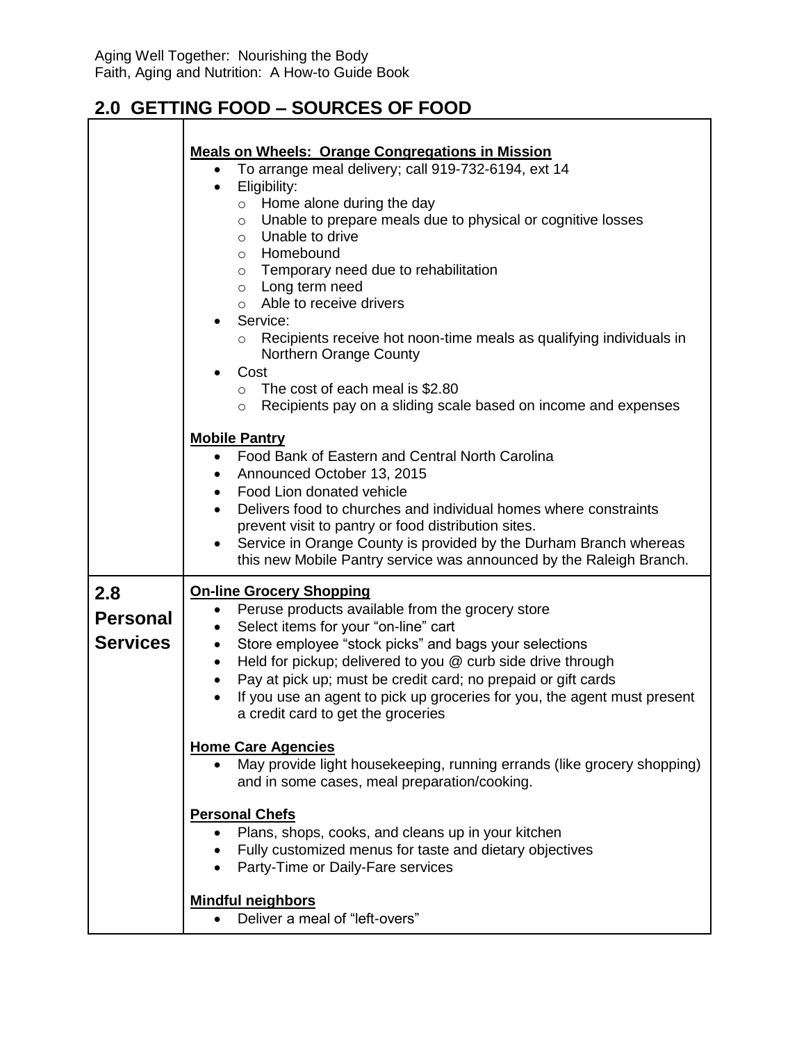## 2.0 GETTING FOOD – SOURCES OF FOOD

**Meals on Wheels: Orange Congregations in Mission**

- To arrange meal delivery; call 919-732-6194, ext 14
- Eligibility:
  - Home alone during the day
  - Unable to prepare meals due to physical or cognitive losses
  - Unable to drive
  - Homebound
  - Temporary need due to rehabilitation
  - Long term need
  - Able to receive drivers
- Service:
  - Recipients receive hot noon-time meals as qualifying individuals in Northern Orange County
- Cost
  - The cost of each meal is $2.80
  - Recipients pay on a sliding scale based on income and expenses

**Mobile Pantry**

- Food Bank of Eastern and Central North Carolina
- Announced October 13, 2015
- Food Lion donated vehicle
- Delivers food to churches and individual homes where constraints prevent visit to pantry or food distribution sites.
- Service in Orange County is provided by the Durham Branch whereas this new Mobile Pantry service was announced by the Raleigh Branch.

### 2.8 Personal Services

**On-line Grocery Shopping**

- Peruse products available from the grocery store
- Select items for your "on-line" cart
- Store employee "stock picks" and bags your selections
- Held for pickup; delivered to you @ curb side drive through
- Pay at pick up; must be credit card; no prepaid or gift cards
- If you use an agent to pick up groceries for you, the agent must present a credit card to get the groceries

**Home Care Agencies**

- May provide light housekeeping, running errands (like grocery shopping) and in some cases, meal preparation/cooking.

**Personal Chefs**

- Plans, shops, cooks, and cleans up in your kitchen
- Fully customized menus for taste and dietary objectives
- Party-Time or Daily-Fare services

**Mindful neighbors**

- Deliver a meal of "left-overs"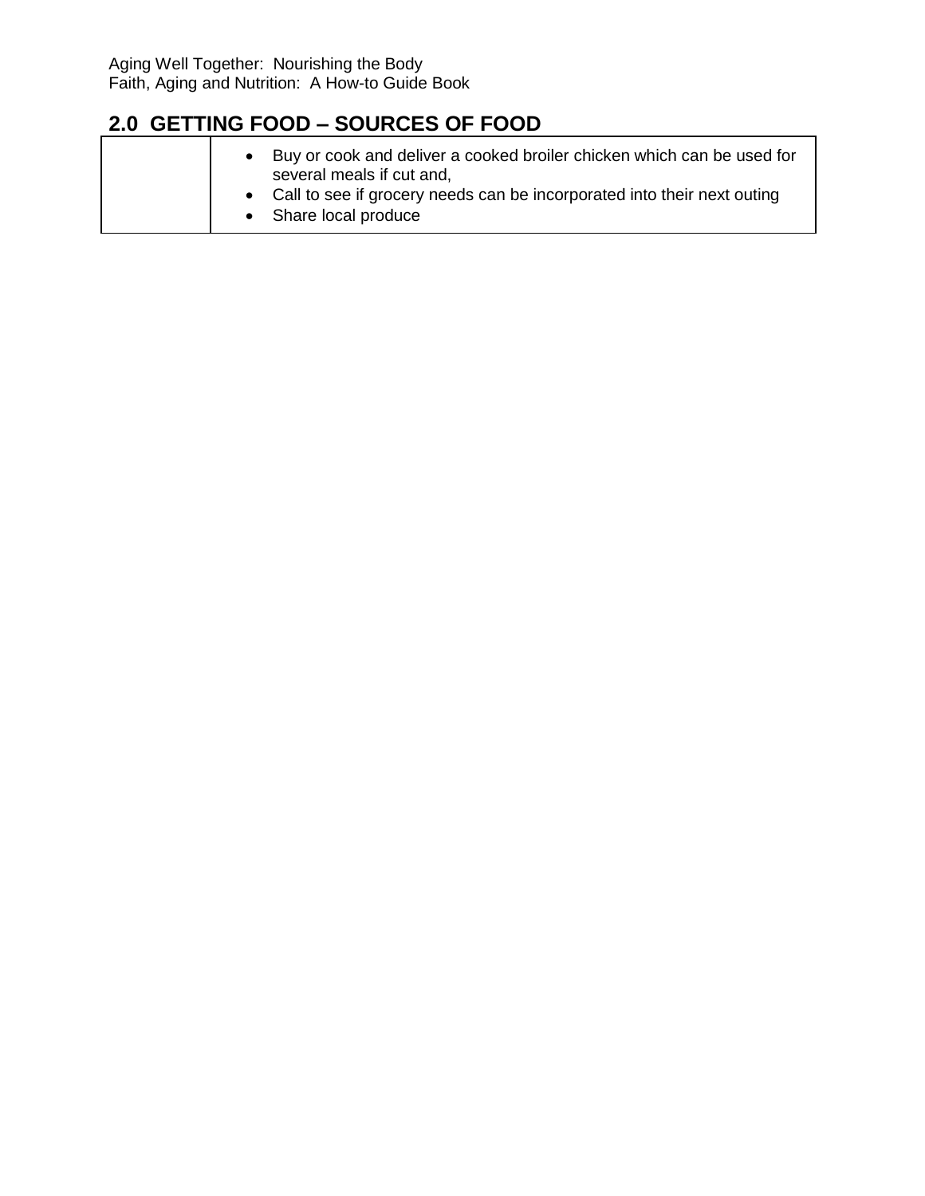## 2.0 GETTING FOOD – SOURCES OF FOOD

| | |
|---|---|
| | • Buy or cook and deliver a cooked broiler chicken which can be used for several meals if cut and,<br>• Call to see if grocery needs can be incorporated into their next outing<br>• Share local produce |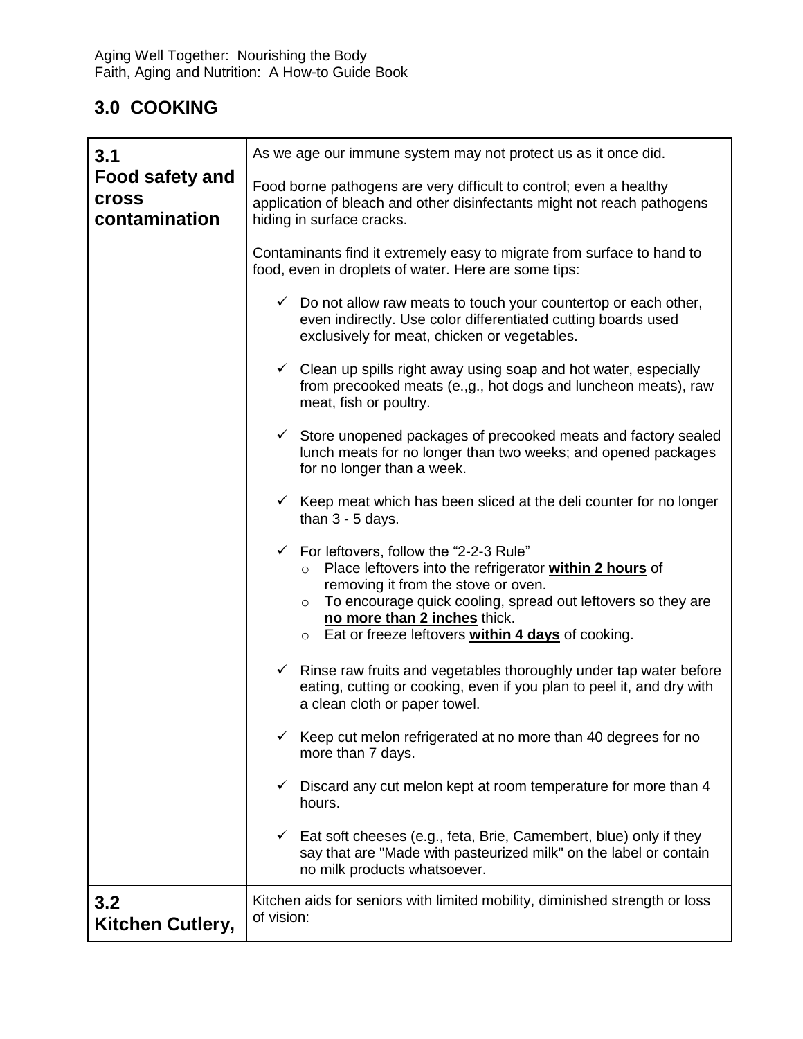## 3.0 COOKING

| | |
|---|---|
| **3.1 Food safety and cross contamination** | As we age our immune system may not protect us as it once did.<br><br>Food borne pathogens are very difficult to control; even a healthy application of bleach and other disinfectants might not reach pathogens hiding in surface cracks.<br><br>Contaminants find it extremely easy to migrate from surface to hand to food, even in droplets of water. Here are some tips:<br><br>✓ Do not allow raw meats to touch your countertop or each other, even indirectly. Use color differentiated cutting boards used exclusively for meat, chicken or vegetables.<br><br>✓ Clean up spills right away using soap and hot water, especially from precooked meats (e.,g., hot dogs and luncheon meats), raw meat, fish or poultry.<br><br>✓ Store unopened packages of precooked meats and factory sealed lunch meats for no longer than two weeks; and opened packages for no longer than a week.<br><br>✓ Keep meat which has been sliced at the deli counter for no longer than 3 - 5 days.<br><br>✓ For leftovers, follow the "2-2-3 Rule"<br>○ Place leftovers into the refrigerator **<u>within 2 hours</u>** of removing it from the stove or oven.<br>○ To encourage quick cooling, spread out leftovers so they are **<u>no more than 2 inches</u>** thick.<br>○ Eat or freeze leftovers **<u>within 4 days</u>** of cooking.<br><br>✓ Rinse raw fruits and vegetables thoroughly under tap water before eating, cutting or cooking, even if you plan to peel it, and dry with a clean cloth or paper towel.<br><br>✓ Keep cut melon refrigerated at no more than 40 degrees for no more than 7 days.<br><br>✓ Discard any cut melon kept at room temperature for more than 4 hours.<br><br>✓ Eat soft cheeses (e.g., feta, Brie, Camembert, blue) only if they say that are "Made with pasteurized milk" on the label or contain no milk products whatsoever. |
| **3.2 Kitchen Cutlery,** | Kitchen aids for seniors with limited mobility, diminished strength or loss of vision: |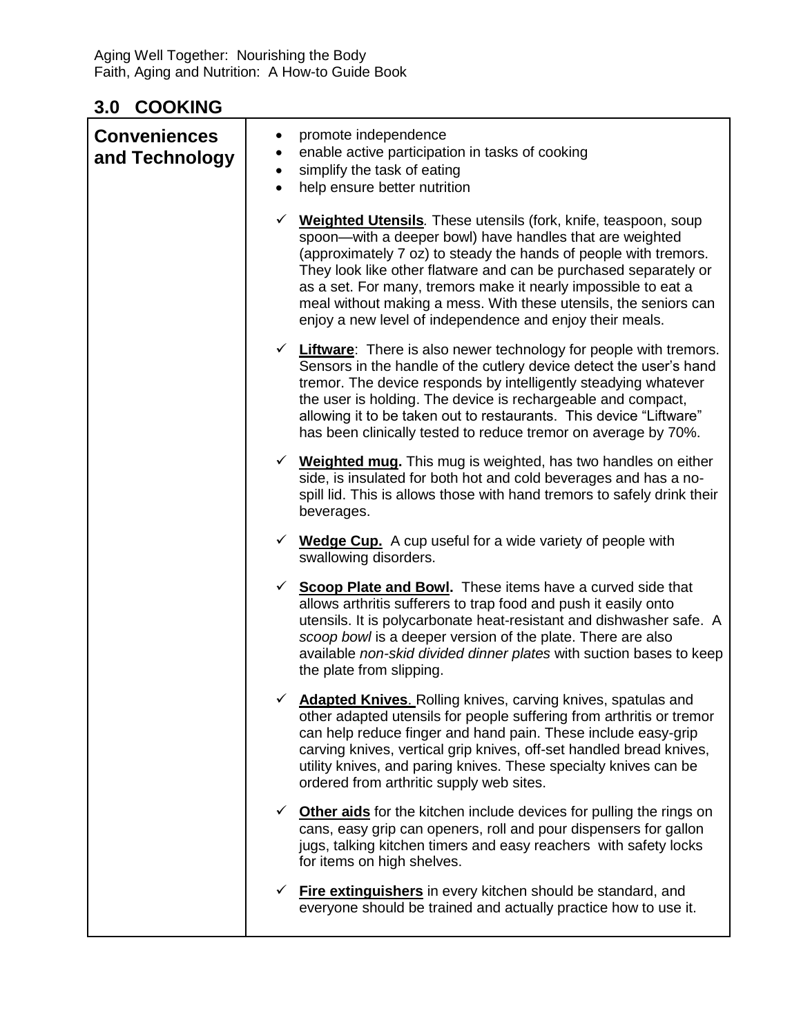## 3.0 COOKING

**Conveniences and Technology**

- promote independence
- enable active participation in tasks of cooking
- simplify the task of eating
- help ensure better nutrition

✓ **Weighted Utensils**. These utensils (fork, knife, teaspoon, soup spoon—with a deeper bowl) have handles that are weighted (approximately 7 oz) to steady the hands of people with tremors. They look like other flatware and can be purchased separately or as a set. For many, tremors make it nearly impossible to eat a meal without making a mess. With these utensils, the seniors can enjoy a new level of independence and enjoy their meals.

✓ **Liftware**: There is also newer technology for people with tremors. Sensors in the handle of the cutlery device detect the user's hand tremor. The device responds by intelligently steadying whatever the user is holding. The device is rechargeable and compact, allowing it to be taken out to restaurants. This device "Liftware" has been clinically tested to reduce tremor on average by 70%.

✓ **Weighted mug.** This mug is weighted, has two handles on either side, is insulated for both hot and cold beverages and has a no-spill lid. This is allows those with hand tremors to safely drink their beverages.

✓ **Wedge Cup.** A cup useful for a wide variety of people with swallowing disorders.

✓ **Scoop Plate and Bowl.** These items have a curved side that allows arthritis sufferers to trap food and push it easily onto utensils. It is polycarbonate heat-resistant and dishwasher safe. A *scoop bowl* is a deeper version of the plate. There are also available *non-skid divided dinner plates* with suction bases to keep the plate from slipping.

✓ **Adapted Knives**. Rolling knives, carving knives, spatulas and other adapted utensils for people suffering from arthritis or tremor can help reduce finger and hand pain. These include easy-grip carving knives, vertical grip knives, off-set handled bread knives, utility knives, and paring knives. These specialty knives can be ordered from arthritic supply web sites.

✓ **Other aids** for the kitchen include devices for pulling the rings on cans, easy grip can openers, roll and pour dispensers for gallon jugs, talking kitchen timers and easy reachers with safety locks for items on high shelves.

✓ **Fire extinguishers** in every kitchen should be standard, and everyone should be trained and actually practice how to use it.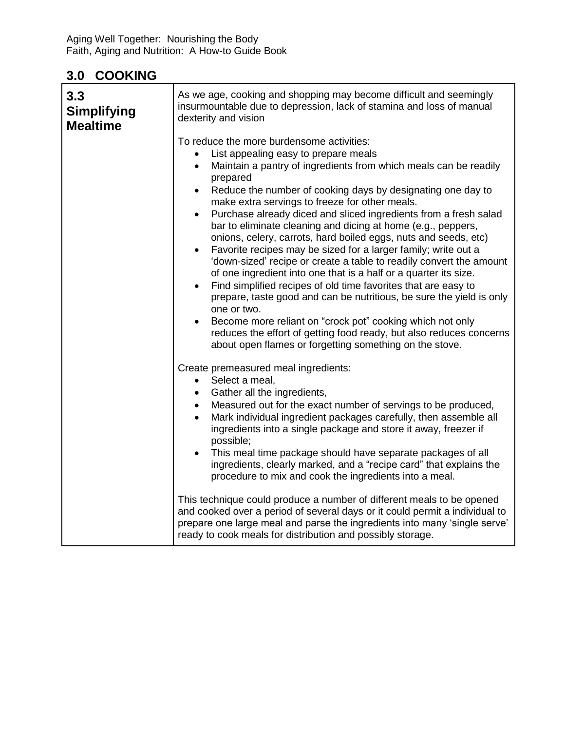## 3.0 COOKING

| | |
|---|---|
| **3.3 Simplifying Mealtime** | As we age, cooking and shopping may become difficult and seemingly insurmountable due to depression, lack of stamina and loss of manual dexterity and vision<br><br>To reduce the more burdensome activities:<br>• List appealing easy to prepare meals<br>• Maintain a pantry of ingredients from which meals can be readily prepared<br>• Reduce the number of cooking days by designating one day to make extra servings to freeze for other meals.<br>• Purchase already diced and sliced ingredients from a fresh salad bar to eliminate cleaning and dicing at home (e.g., peppers, onions, celery, carrots, hard boiled eggs, nuts and seeds, etc)<br>• Favorite recipes may be sized for a larger family; write out a 'down-sized' recipe or create a table to readily convert the amount of one ingredient into one that is a half or a quarter its size.<br>• Find simplified recipes of old time favorites that are easy to prepare, taste good and can be nutritious, be sure the yield is only one or two.<br>• Become more reliant on "crock pot" cooking which not only reduces the effort of getting food ready, but also reduces concerns about open flames or forgetting something on the stove.<br><br>Create premeasured meal ingredients:<br>• Select a meal,<br>• Gather all the ingredients,<br>• Measured out for the exact number of servings to be produced,<br>• Mark individual ingredient packages carefully, then assemble all ingredients into a single package and store it away, freezer if possible;<br>• This meal time package should have separate packages of all ingredients, clearly marked, and a "recipe card" that explains the procedure to mix and cook the ingredients into a meal.<br><br>This technique could produce a number of different meals to be opened and cooked over a period of several days or it could permit a individual to prepare one large meal and parse the ingredients into many 'single serve' ready to cook meals for distribution and possibly storage. |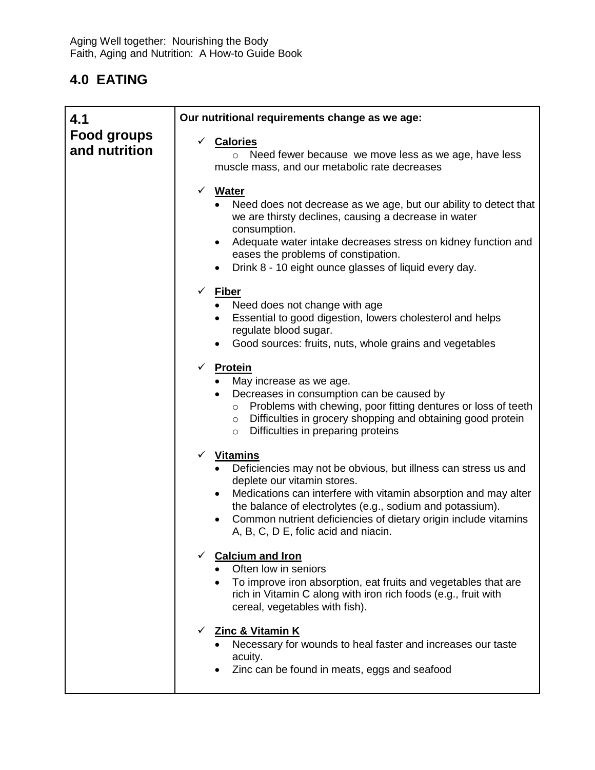Aging Well together: Nourishing the Body
Faith, Aging and Nutrition: A How-to Guide Book

# 4.0 EATING

## 4.1 Food groups and nutrition

**Our nutritional requirements change as we age:**

✓ **Calories**

- Need fewer because we move less as we age, have less muscle mass, and our metabolic rate decreases

✓ **Water**

- Need does not decrease as we age, but our ability to detect that we are thirsty declines, causing a decrease in water consumption.
- Adequate water intake decreases stress on kidney function and eases the problems of constipation.
- Drink 8 - 10 eight ounce glasses of liquid every day.

✓ **Fiber**

- Need does not change with age
- Essential to good digestion, lowers cholesterol and helps regulate blood sugar.
- Good sources: fruits, nuts, whole grains and vegetables

✓ **Protein**

- May increase as we age.
- Decreases in consumption can be caused by
  - Problems with chewing, poor fitting dentures or loss of teeth
  - Difficulties in grocery shopping and obtaining good protein
  - Difficulties in preparing proteins

✓ **Vitamins**

- Deficiencies may not be obvious, but illness can stress us and deplete our vitamin stores.
- Medications can interfere with vitamin absorption and may alter the balance of electrolytes (e.g., sodium and potassium).
- Common nutrient deficiencies of dietary origin include vitamins A, B, C, D E, folic acid and niacin.

✓ **Calcium and Iron**

- Often low in seniors
- To improve iron absorption, eat fruits and vegetables that are rich in Vitamin C along with iron rich foods (e.g., fruit with cereal, vegetables with fish).

✓ **Zinc & Vitamin K**

- Necessary for wounds to heal faster and increases our taste acuity.
- Zinc can be found in meats, eggs and seafood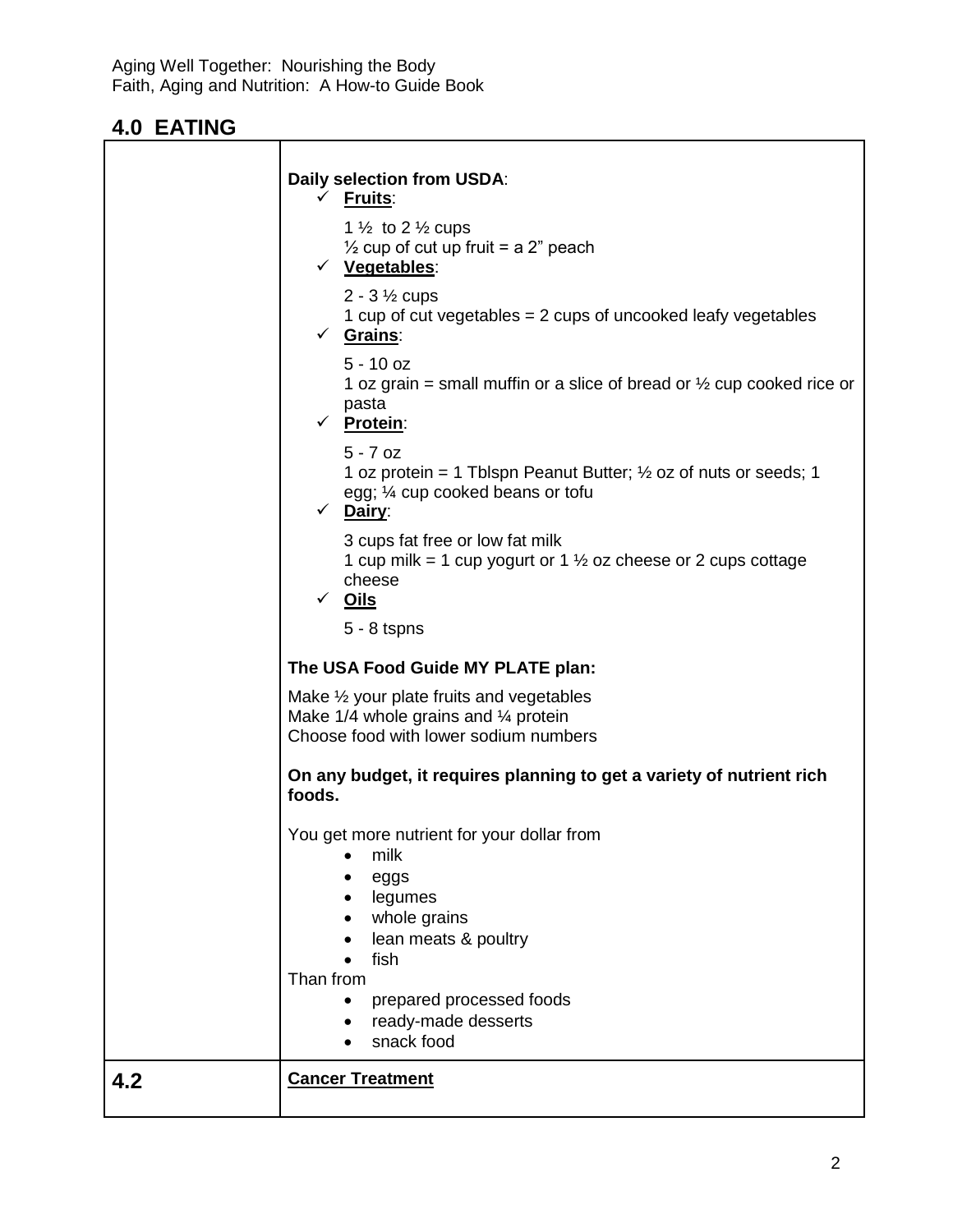## 4.0 EATING

**Daily selection from USDA**:

- ✓ **Fruits**:

  1 ½ to 2 ½ cups
  ½ cup of cut up fruit = a 2" peach

- ✓ **Vegetables**:

  2 - 3 ½ cups
  1 cup of cut vegetables = 2 cups of uncooked leafy vegetables

- ✓ **Grains**:

  5 - 10 oz
  1 oz grain = small muffin or a slice of bread or ½ cup cooked rice or pasta

- ✓ **Protein**:

  5 - 7 oz
  1 oz protein = 1 Tblspn Peanut Butter; ½ oz of nuts or seeds; 1 egg; ¼ cup cooked beans or tofu

- ✓ **Dairy**:

  3 cups fat free or low fat milk
  1 cup milk = 1 cup yogurt or 1 ½ oz cheese or 2 cups cottage cheese

- ✓ **Oils**

  5 - 8 tspns

**The USA Food Guide MY PLATE plan:**

Make ½ your plate fruits and vegetables
Make 1/4 whole grains and ¼ protein
Choose food with lower sodium numbers

**On any budget, it requires planning to get a variety of nutrient rich foods.**

You get more nutrient for your dollar from

- milk
- eggs
- legumes
- whole grains
- lean meats & poultry
- fish

Than from

- prepared processed foods
- ready-made desserts
- snack food

## 4.2 Cancer Treatment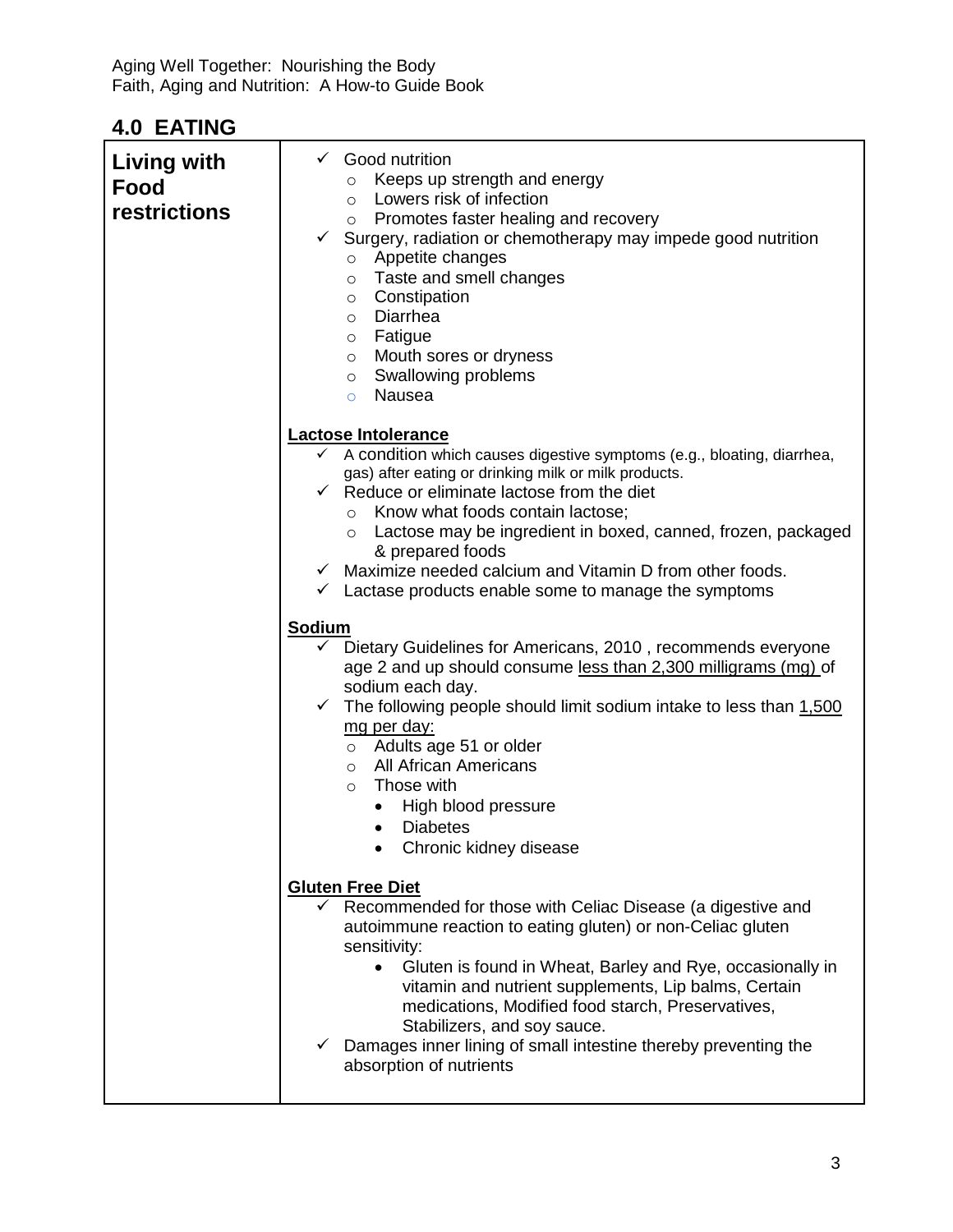## 4.0 EATING

| **Living with Food restrictions** | ✓ Good nutrition<br>○ Keeps up strength and energy<br>○ Lowers risk of infection<br>○ Promotes faster healing and recovery<br>✓ Surgery, radiation or chemotherapy may impede good nutrition<br>○ Appetite changes<br>○ Taste and smell changes<br>○ Constipation<br>○ Diarrhea<br>○ Fatigue<br>○ Mouth sores or dryness<br>○ Swallowing problems<br>○ Nausea<br><br>**<u>Lactose Intolerance</u>**<br>✓ A condition which causes digestive symptoms (e.g., bloating, diarrhea, gas) after eating or drinking milk or milk products.<br>✓ Reduce or eliminate lactose from the diet<br>○ Know what foods contain lactose;<br>○ Lactose may be ingredient in boxed, canned, frozen, packaged & prepared foods<br>✓ Maximize needed calcium and Vitamin D from other foods.<br>✓ Lactase products enable some to manage the symptoms<br><br>**<u>Sodium</u>**<br>✓ Dietary Guidelines for Americans, 2010 , recommends everyone age 2 and up should consume <u>less than 2,300 milligrams (mg)</u> of sodium each day.<br>✓ The following people should limit sodium intake to less than <u>1,500 mg per day:</u><br>○ Adults age 51 or older<br>○ All African Americans<br>○ Those with<br>• High blood pressure<br>• Diabetes<br>• Chronic kidney disease<br><br>**<u>Gluten Free Diet</u>**<br>✓ Recommended for those with Celiac Disease (a digestive and autoimmune reaction to eating gluten) or non-Celiac gluten sensitivity:<br>• Gluten is found in Wheat, Barley and Rye, occasionally in vitamin and nutrient supplements, Lip balms, Certain medications, Modified food starch, Preservatives, Stabilizers, and soy sauce.<br>✓ Damages inner lining of small intestine thereby preventing the absorption of nutrients |
|---|---|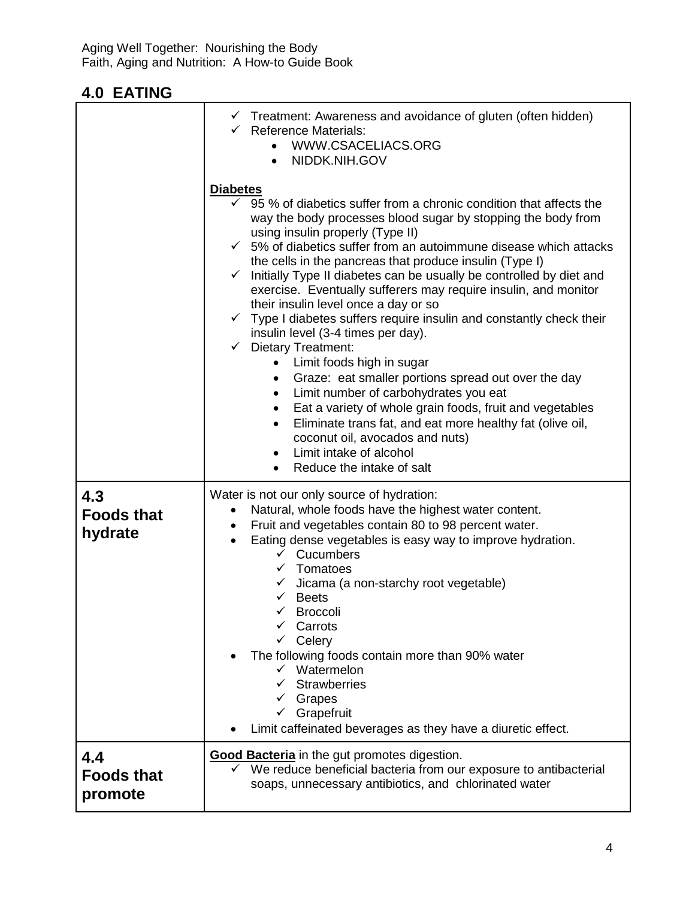## 4.0 EATING

| | |
|---|---|
| | ✓ Treatment: Awareness and avoidance of gluten (often hidden)<br>✓ Reference Materials:<br>• WWW.CSACELIACS.ORG<br>• NIDDK.NIH.GOV<br><br>**Diabetes**<br>✓ 95 % of diabetics suffer from a chronic condition that affects the way the body processes blood sugar by stopping the body from using insulin properly (Type II)<br>✓ 5% of diabetics suffer from an autoimmune disease which attacks the cells in the pancreas that produce insulin (Type I)<br>✓ Initially Type II diabetes can be usually be controlled by diet and exercise. Eventually sufferers may require insulin, and monitor their insulin level once a day or so<br>✓ Type I diabetes suffers require insulin and constantly check their insulin level (3-4 times per day).<br>✓ Dietary Treatment:<br>• Limit foods high in sugar<br>• Graze: eat smaller portions spread out over the day<br>• Limit number of carbohydrates you eat<br>• Eat a variety of whole grain foods, fruit and vegetables<br>• Eliminate trans fat, and eat more healthy fat (olive oil, coconut oil, avocados and nuts)<br>• Limit intake of alcohol<br>• Reduce the intake of salt |
| **4.3 Foods that hydrate** | Water is not our only source of hydration:<br>• Natural, whole foods have the highest water content.<br>• Fruit and vegetables contain 80 to 98 percent water.<br>• Eating dense vegetables is easy way to improve hydration.<br>✓ Cucumbers<br>✓ Tomatoes<br>✓ Jicama (a non-starchy root vegetable)<br>✓ Beets<br>✓ Broccoli<br>✓ Carrots<br>✓ Celery<br>• The following foods contain more than 90% water<br>✓ Watermelon<br>✓ Strawberries<br>✓ Grapes<br>✓ Grapefruit<br>• Limit caffeinated beverages as they have a diuretic effect. |
| **4.4 Foods that promote** | **Good Bacteria** in the gut promotes digestion.<br>✓ We reduce beneficial bacteria from our exposure to antibacterial soaps, unnecessary antibiotics, and chlorinated water |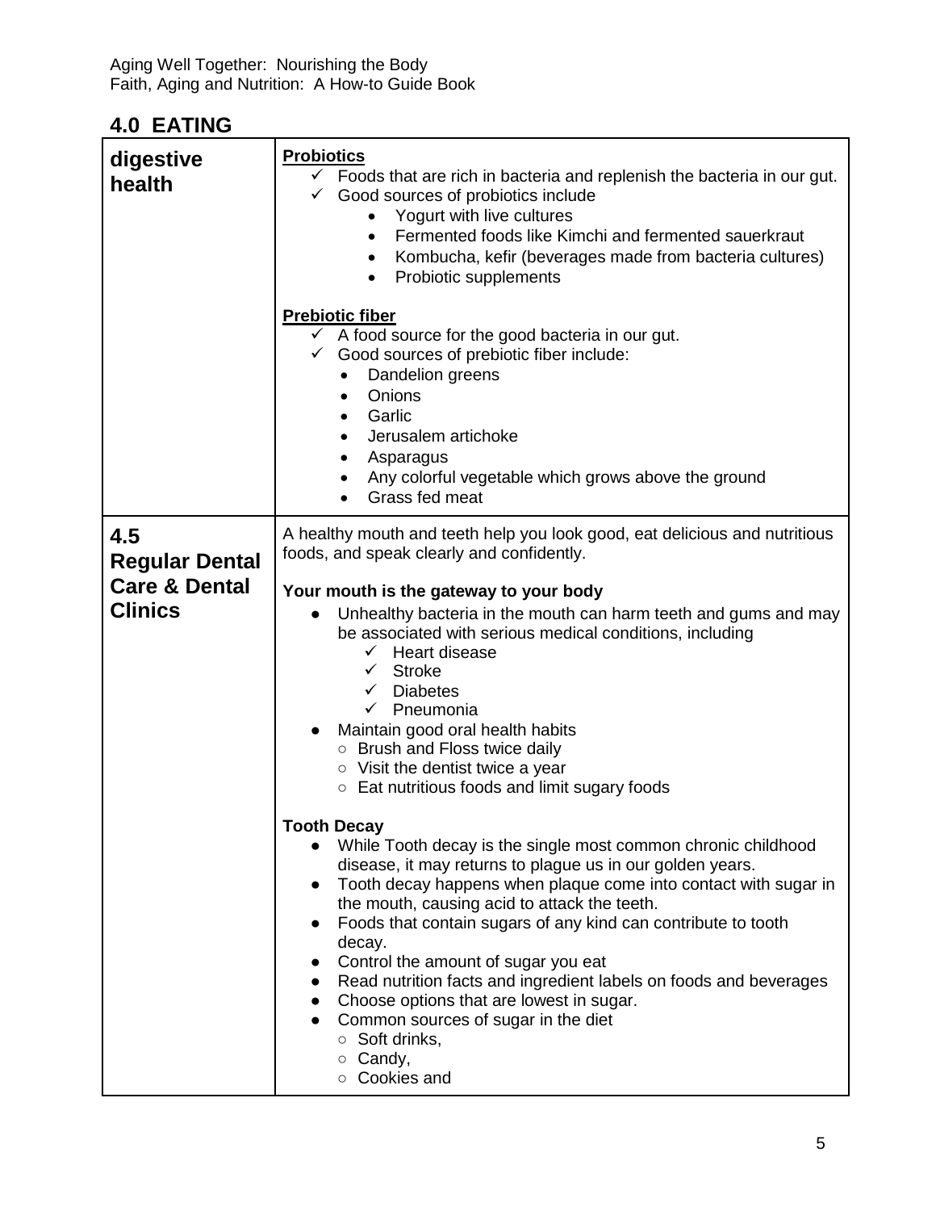## 4.0 EATING

| | |
|---|---|
| **digestive health** | **Probiotics**<br>✓ Foods that are rich in bacteria and replenish the bacteria in our gut.<br>✓ Good sources of probiotics include<br>• Yogurt with live cultures<br>• Fermented foods like Kimchi and fermented sauerkraut<br>• Kombucha, kefir (beverages made from bacteria cultures)<br>• Probiotic supplements<br><br>**Prebiotic fiber**<br>✓ A food source for the good bacteria in our gut.<br>✓ Good sources of prebiotic fiber include:<br>• Dandelion greens<br>• Onions<br>• Garlic<br>• Jerusalem artichoke<br>• Asparagus<br>• Any colorful vegetable which grows above the ground<br>• Grass fed meat |
| **4.5 Regular Dental Care & Dental Clinics** | A healthy mouth and teeth help you look good, eat delicious and nutritious foods, and speak clearly and confidently.<br><br>**Your mouth is the gateway to your body**<br>● Unhealthy bacteria in the mouth can harm teeth and gums and may be associated with serious medical conditions, including<br>✓ Heart disease<br>✓ Stroke<br>✓ Diabetes<br>✓ Pneumonia<br>● Maintain good oral health habits<br>○ Brush and Floss twice daily<br>○ Visit the dentist twice a year<br>○ Eat nutritious foods and limit sugary foods<br><br>**Tooth Decay**<br>● While Tooth decay is the single most common chronic childhood disease, it may returns to plague us in our golden years.<br>● Tooth decay happens when plaque come into contact with sugar in the mouth, causing acid to attack the teeth.<br>● Foods that contain sugars of any kind can contribute to tooth decay.<br>● Control the amount of sugar you eat<br>● Read nutrition facts and ingredient labels on foods and beverages<br>● Choose options that are lowest in sugar.<br>● Common sources of sugar in the diet<br>○ Soft drinks,<br>○ Candy,<br>○ Cookies and |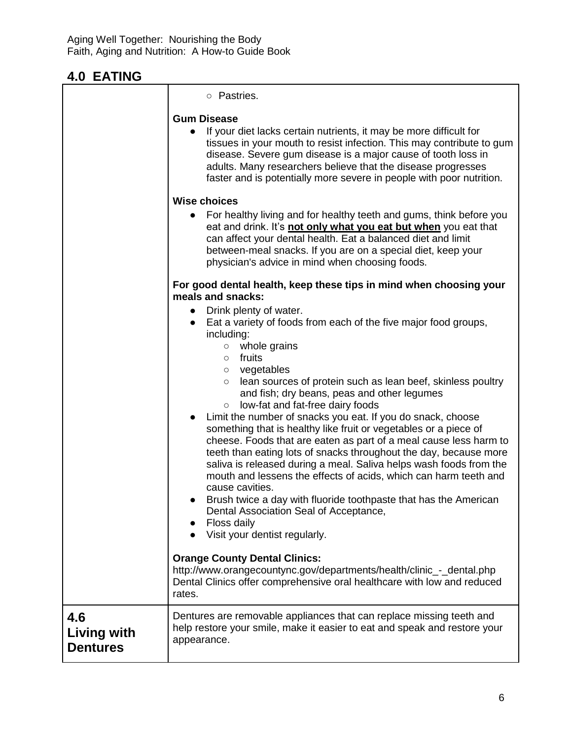## 4.0 EATING

| | |
|---|---|
| | ○ Pastries.<br><br>**Gum Disease**<br>● If your diet lacks certain nutrients, it may be more difficult for tissues in your mouth to resist infection. This may contribute to gum disease. Severe gum disease is a major cause of tooth loss in adults. Many researchers believe that the disease progresses faster and is potentially more severe in people with poor nutrition.<br><br>**Wise choices**<br>● For healthy living and for healthy teeth and gums, think before you eat and drink. It's **<u>not only what you eat but when</u>** you eat that can affect your dental health. Eat a balanced diet and limit between-meal snacks. If you are on a special diet, keep your physician's advice in mind when choosing foods.<br><br>**For good dental health, keep these tips in mind when choosing your meals and snacks:**<br>● Drink plenty of water.<br>● Eat a variety of foods from each of the five major food groups, including:<br>○ whole grains<br>○ fruits<br>○ vegetables<br>○ lean sources of protein such as lean beef, skinless poultry and fish; dry beans, peas and other legumes<br>○ low-fat and fat-free dairy foods<br>● Limit the number of snacks you eat. If you do snack, choose something that is healthy like fruit or vegetables or a piece of cheese. Foods that are eaten as part of a meal cause less harm to teeth than eating lots of snacks throughout the day, because more saliva is released during a meal. Saliva helps wash foods from the mouth and lessens the effects of acids, which can harm teeth and cause cavities.<br>● Brush twice a day with fluoride toothpaste that has the American Dental Association Seal of Acceptance,<br>● Floss daily<br>● Visit your dentist regularly.<br><br>**Orange County Dental Clinics:**<br>http://www.orangecountync.gov/departments/health/clinic_-_dental.php<br>Dental Clinics offer comprehensive oral healthcare with low and reduced rates. |
| **4.6 Living with Dentures** | Dentures are removable appliances that can replace missing teeth and help restore your smile, make it easier to eat and speak and restore your appearance. |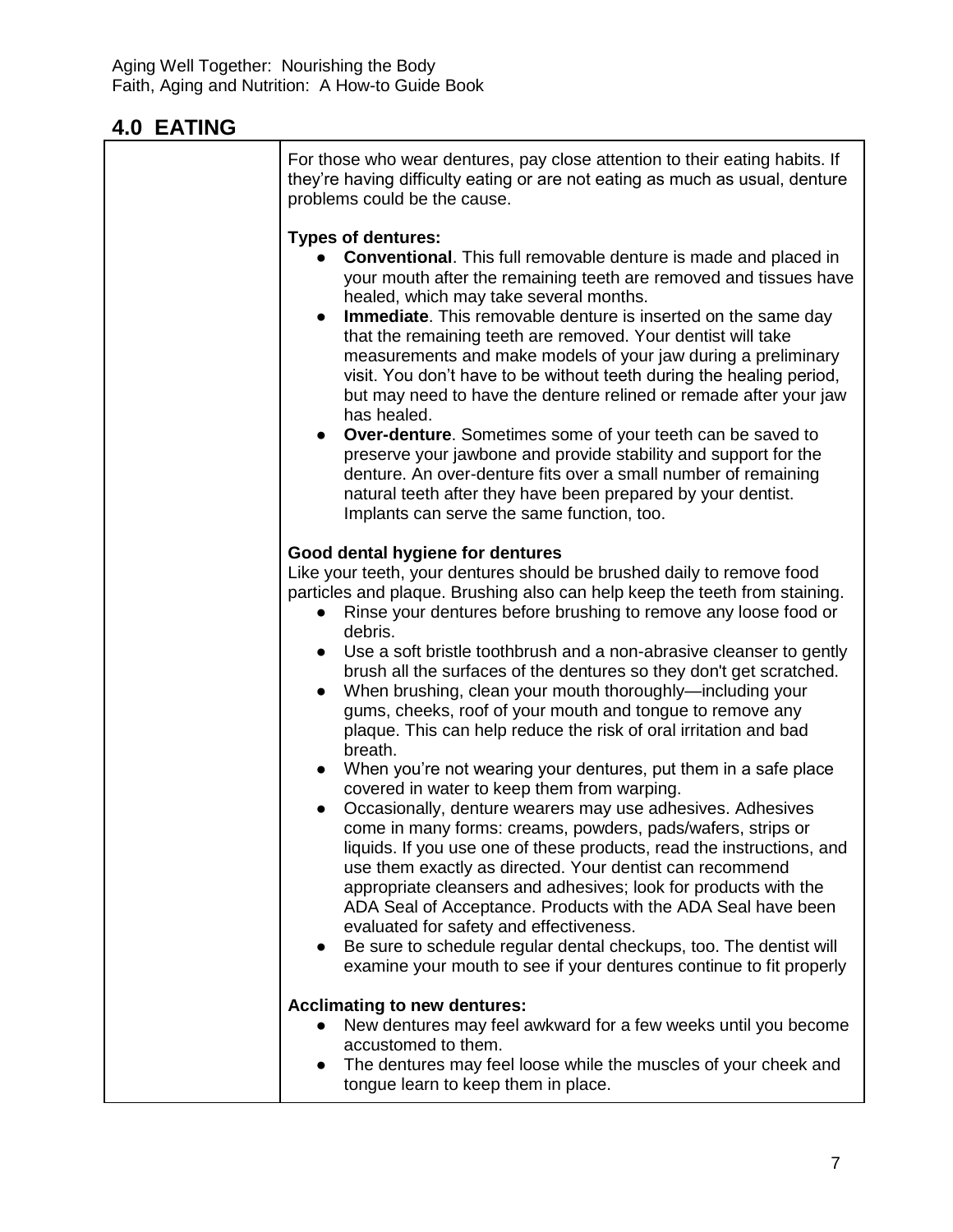## 4.0 EATING

For those who wear dentures, pay close attention to their eating habits. If they're having difficulty eating or are not eating as much as usual, denture problems could be the cause.

**Types of dentures:**

- **Conventional**. This full removable denture is made and placed in your mouth after the remaining teeth are removed and tissues have healed, which may take several months.
- **Immediate**. This removable denture is inserted on the same day that the remaining teeth are removed. Your dentist will take measurements and make models of your jaw during a preliminary visit. You don't have to be without teeth during the healing period, but may need to have the denture relined or remade after your jaw has healed.
- **Over-denture**. Sometimes some of your teeth can be saved to preserve your jawbone and provide stability and support for the denture. An over-denture fits over a small number of remaining natural teeth after they have been prepared by your dentist. Implants can serve the same function, too.

**Good dental hygiene for dentures**

Like your teeth, your dentures should be brushed daily to remove food particles and plaque. Brushing also can help keep the teeth from staining.

- Rinse your dentures before brushing to remove any loose food or debris.
- Use a soft bristle toothbrush and a non-abrasive cleanser to gently brush all the surfaces of the dentures so they don't get scratched.
- When brushing, clean your mouth thoroughly—including your gums, cheeks, roof of your mouth and tongue to remove any plaque. This can help reduce the risk of oral irritation and bad breath.
- When you're not wearing your dentures, put them in a safe place covered in water to keep them from warping.
- Occasionally, denture wearers may use adhesives. Adhesives come in many forms: creams, powders, pads/wafers, strips or liquids. If you use one of these products, read the instructions, and use them exactly as directed. Your dentist can recommend appropriate cleansers and adhesives; look for products with the ADA Seal of Acceptance. Products with the ADA Seal have been evaluated for safety and effectiveness.
- Be sure to schedule regular dental checkups, too. The dentist will examine your mouth to see if your dentures continue to fit properly

**Acclimating to new dentures:**

- New dentures may feel awkward for a few weeks until you become accustomed to them.
- The dentures may feel loose while the muscles of your cheek and tongue learn to keep them in place.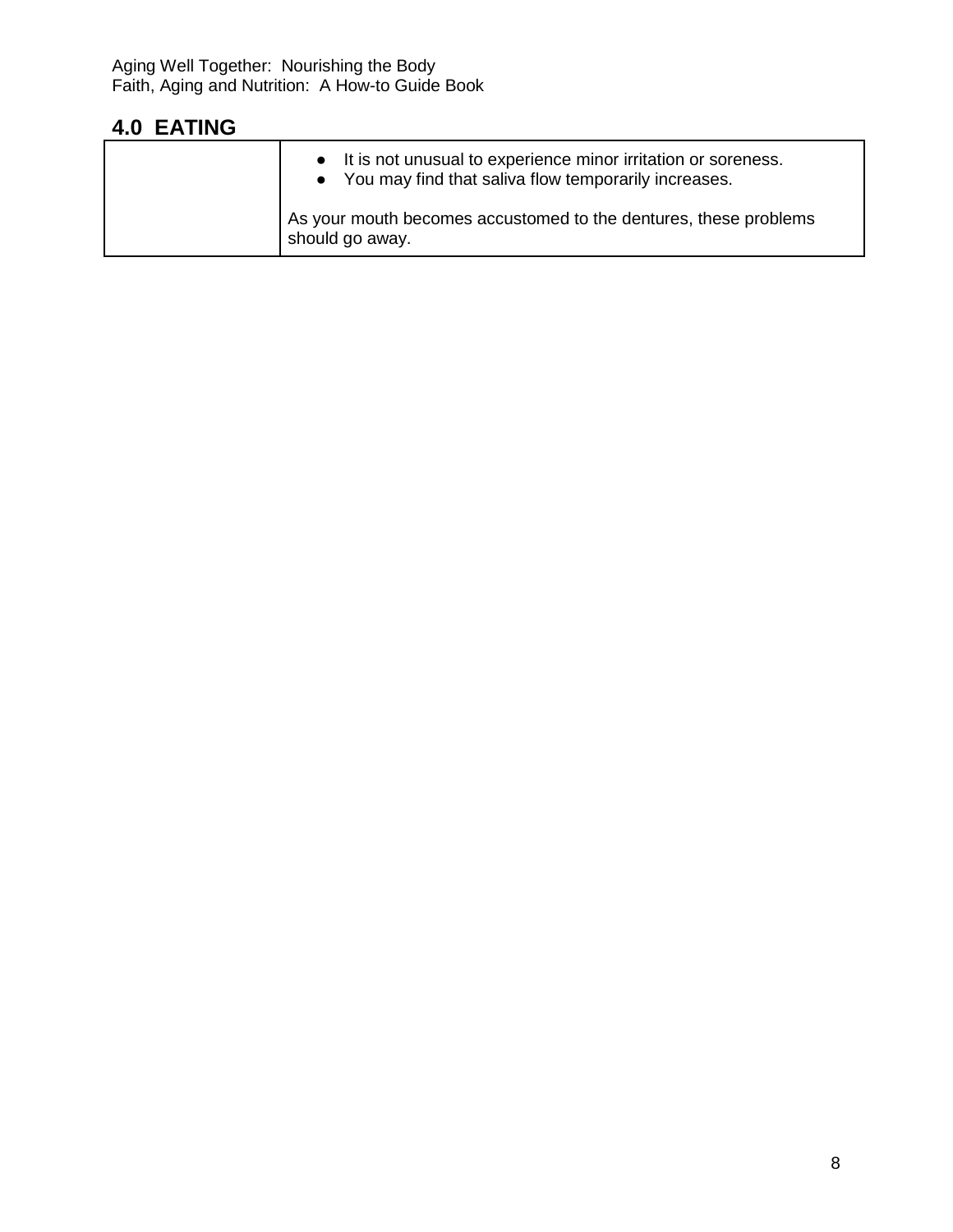## 4.0 EATING

| | |
|---|---|
| | • It is not unusual to experience minor irritation or soreness.<br>• You may find that saliva flow temporarily increases.<br><br>As your mouth becomes accustomed to the dentures, these problems should go away. |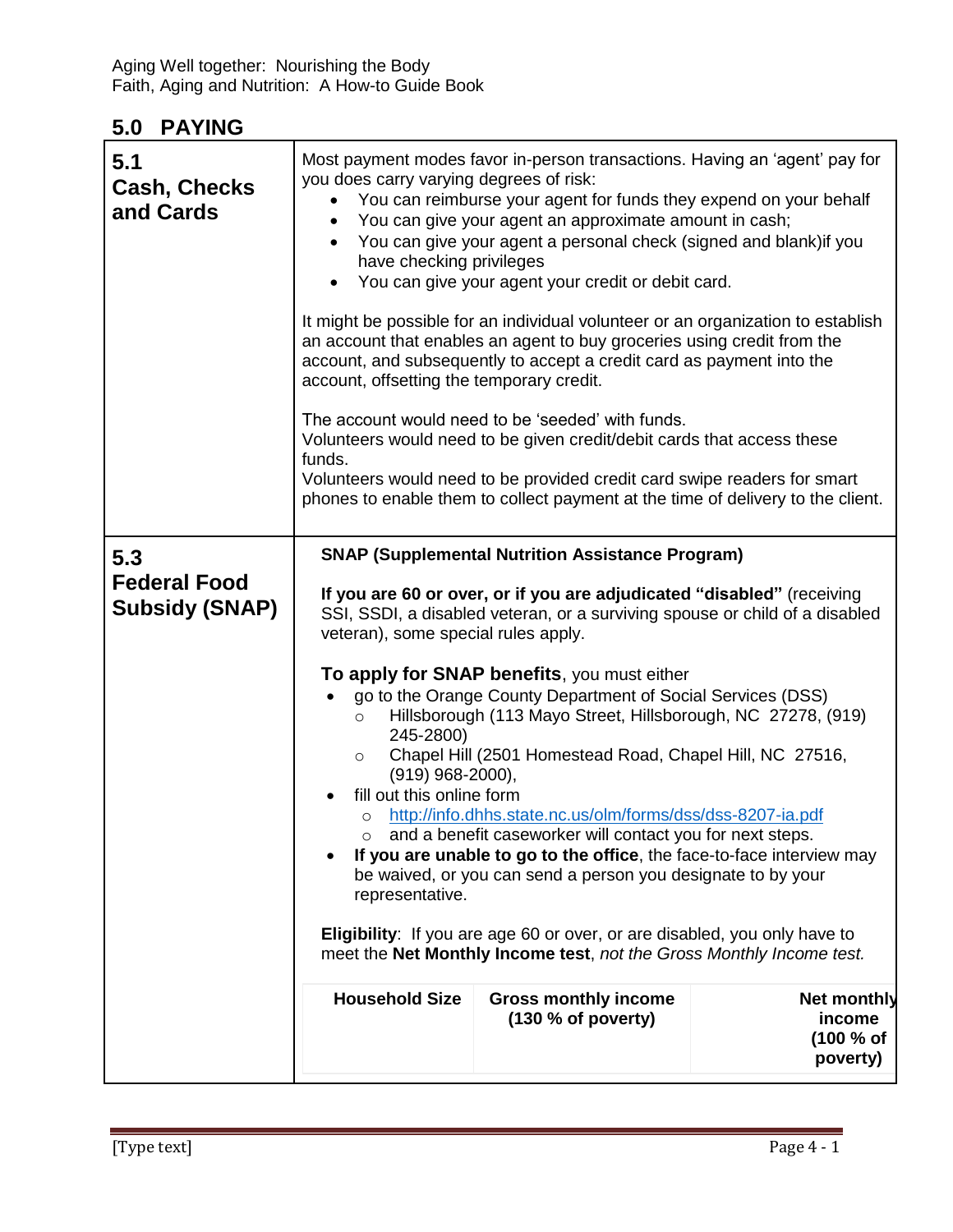## 5.0 PAYING

### 5.1 Cash, Checks and Cards

Most payment modes favor in-person transactions. Having an 'agent' pay for you does carry varying degrees of risk:

- You can reimburse your agent for funds they expend on your behalf
- You can give your agent an approximate amount in cash;
- You can give your agent a personal check (signed and blank)if you have checking privileges
- You can give your agent your credit or debit card.

It might be possible for an individual volunteer or an organization to establish an account that enables an agent to buy groceries using credit from the account, and subsequently to accept a credit card as payment into the account, offsetting the temporary credit.

The account would need to be 'seeded' with funds.
Volunteers would need to be given credit/debit cards that access these funds.
Volunteers would need to be provided credit card swipe readers for smart phones to enable them to collect payment at the time of delivery to the client.

### 5.3 Federal Food Subsidy (SNAP)

**SNAP (Supplemental Nutrition Assistance Program)**

**If you are 60 or over, or if you are adjudicated "disabled"** (receiving SSI, SSDI, a disabled veteran, or a surviving spouse or child of a disabled veteran), some special rules apply.

**To apply for SNAP benefits**, you must either

- go to the Orange County Department of Social Services (DSS)
  - Hillsborough (113 Mayo Street, Hillsborough, NC 27278, (919) 245-2800)
  - Chapel Hill (2501 Homestead Road, Chapel Hill, NC 27516, (919) 968-2000),
- fill out this online form
  - http://info.dhhs.state.nc.us/olm/forms/dss/dss-8207-ia.pdf
  - and a benefit caseworker will contact you for next steps.
- **If you are unable to go to the office**, the face-to-face interview may be waived, or you can send a person you designate to by your representative.

**Eligibility**: If you are age 60 or over, or are disabled, you only have to meet the **Net Monthly Income test**, *not the Gross Monthly Income test.*

| Household Size | Gross monthly income (130 % of poverty) | Net monthly income (100 % of poverty) |
|---|---|---|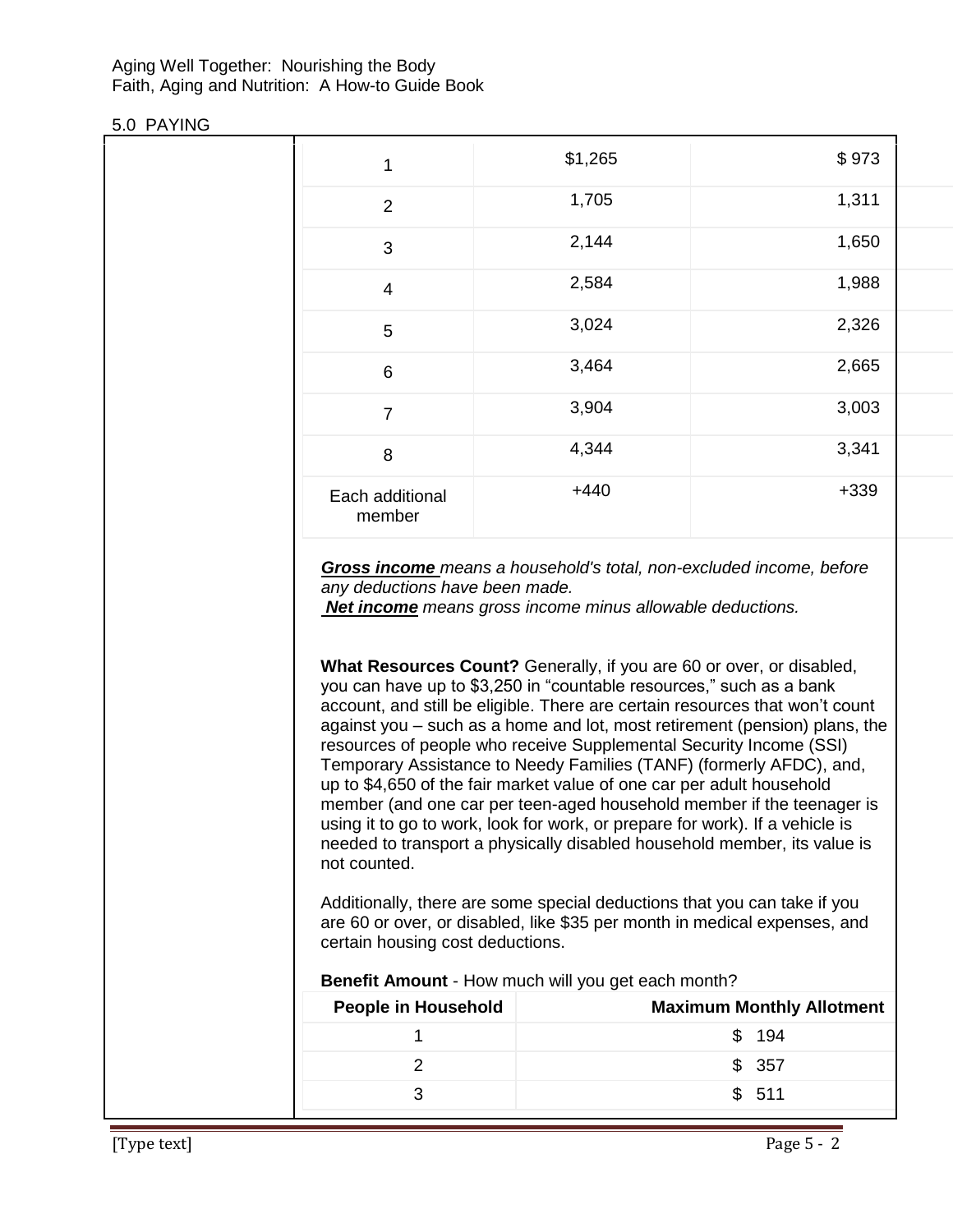5.0 PAYING

| | | |
|---|---|---|
| 1 | $1,265 | $ 973 |
| 2 | 1,705 | 1,311 |
| 3 | 2,144 | 1,650 |
| 4 | 2,584 | 1,988 |
| 5 | 3,024 | 2,326 |
| 6 | 3,464 | 2,665 |
| 7 | 3,904 | 3,003 |
| 8 | 4,344 | 3,341 |
| Each additional member | +440 | +339 |

***Gross income*** *means a household's total, non-excluded income, before any deductions have been made.*
***Net income*** *means gross income minus allowable deductions.*

**What Resources Count?** Generally, if you are 60 or over, or disabled, you can have up to $3,250 in "countable resources," such as a bank account, and still be eligible. There are certain resources that won't count against you – such as a home and lot, most retirement (pension) plans, the resources of people who receive Supplemental Security Income (SSI) Temporary Assistance to Needy Families (TANF) (formerly AFDC), and, up to $4,650 of the fair market value of one car per adult household member (and one car per teen-aged household member if the teenager is using it to go to work, look for work, or prepare for work). If a vehicle is needed to transport a physically disabled household member, its value is not counted.

Additionally, there are some special deductions that you can take if you are 60 or over, or disabled, like $35 per month in medical expenses, and certain housing cost deductions.

**Benefit Amount** - How much will you get each month?

| People in Household | Maximum Monthly Allotment |
|---|---|
| 1 | $ 194 |
| 2 | $ 357 |
| 3 | $ 511 |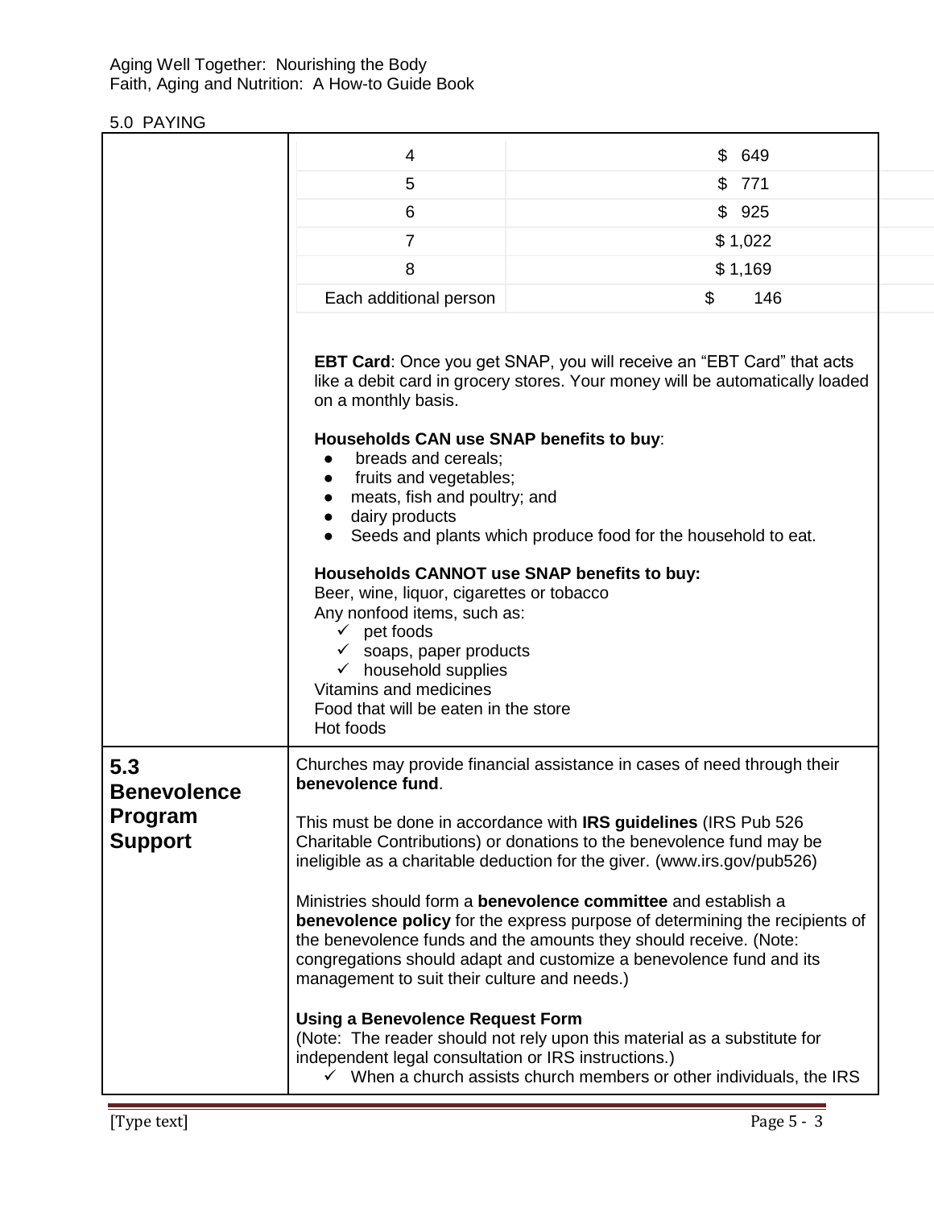## 5.0 PAYING

| | |
|---|---|
| 4 | $ 649 |
| 5 | $ 771 |
| 6 | $ 925 |
| 7 | $ 1,022 |
| 8 | $ 1,169 |
| Each additional person | $ 146 |

**EBT Card**: Once you get SNAP, you will receive an "EBT Card" that acts like a debit card in grocery stores. Your money will be automatically loaded on a monthly basis.

**Households CAN use SNAP benefits to buy**:

- breads and cereals;
- fruits and vegetables;
- meats, fish and poultry; and
- dairy products
- Seeds and plants which produce food for the household to eat.

**Households CANNOT use SNAP benefits to buy:**

Beer, wine, liquor, cigarettes or tobacco

Any nonfood items, such as:

- ✓ pet foods
- ✓ soaps, paper products
- ✓ household supplies

Vitamins and medicines

Food that will be eaten in the store

Hot foods

### 5.3 Benevolence Program Support

Churches may provide financial assistance in cases of need through their **benevolence fund**.

This must be done in accordance with **IRS guidelines** (IRS Pub 526 Charitable Contributions) or donations to the benevolence fund may be ineligible as a charitable deduction for the giver. (www.irs.gov/pub526)

Ministries should form a **benevolence committee** and establish a **benevolence policy** for the express purpose of determining the recipients of the benevolence funds and the amounts they should receive. (Note: congregations should adapt and customize a benevolence fund and its management to suit their culture and needs.)

**Using a Benevolence Request Form**

(Note: The reader should not rely upon this material as a substitute for independent legal consultation or IRS instructions.)

- ✓ When a church assists church members or other individuals, the IRS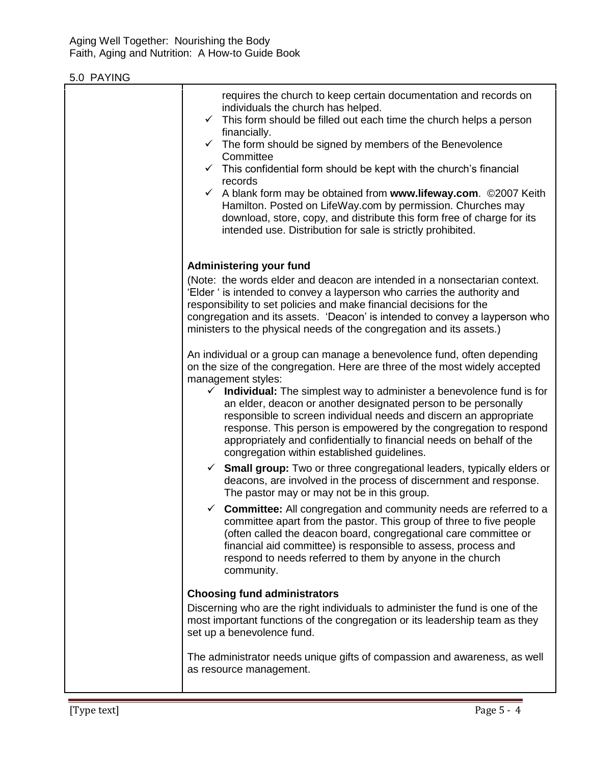requires the church to keep certain documentation and records on individuals the church has helped.

- ✓ This form should be filled out each time the church helps a person financially.
- ✓ The form should be signed by members of the Benevolence Committee
- ✓ This confidential form should be kept with the church's financial records
- ✓ A blank form may be obtained from **www.lifeway.com**. ©2007 Keith Hamilton. Posted on LifeWay.com by permission. Churches may download, store, copy, and distribute this form free of charge for its intended use. Distribution for sale is strictly prohibited.

**Administering your fund**

(Note: the words elder and deacon are intended in a nonsectarian context. 'Elder ' is intended to convey a layperson who carries the authority and responsibility to set policies and make financial decisions for the congregation and its assets. 'Deacon' is intended to convey a layperson who ministers to the physical needs of the congregation and its assets.)

An individual or a group can manage a benevolence fund, often depending on the size of the congregation. Here are three of the most widely accepted management styles:

- ✓ **Individual:** The simplest way to administer a benevolence fund is for an elder, deacon or another designated person to be personally responsible to screen individual needs and discern an appropriate response. This person is empowered by the congregation to respond appropriately and confidentially to financial needs on behalf of the congregation within established guidelines.
- ✓ **Small group:** Two or three congregational leaders, typically elders or deacons, are involved in the process of discernment and response. The pastor may or may not be in this group.
- ✓ **Committee:** All congregation and community needs are referred to a committee apart from the pastor. This group of three to five people (often called the deacon board, congregational care committee or financial aid committee) is responsible to assess, process and respond to needs referred to them by anyone in the church community.

**Choosing fund administrators**

Discerning who are the right individuals to administer the fund is one of the most important functions of the congregation or its leadership team as they set up a benevolence fund.

The administrator needs unique gifts of compassion and awareness, as well as resource management.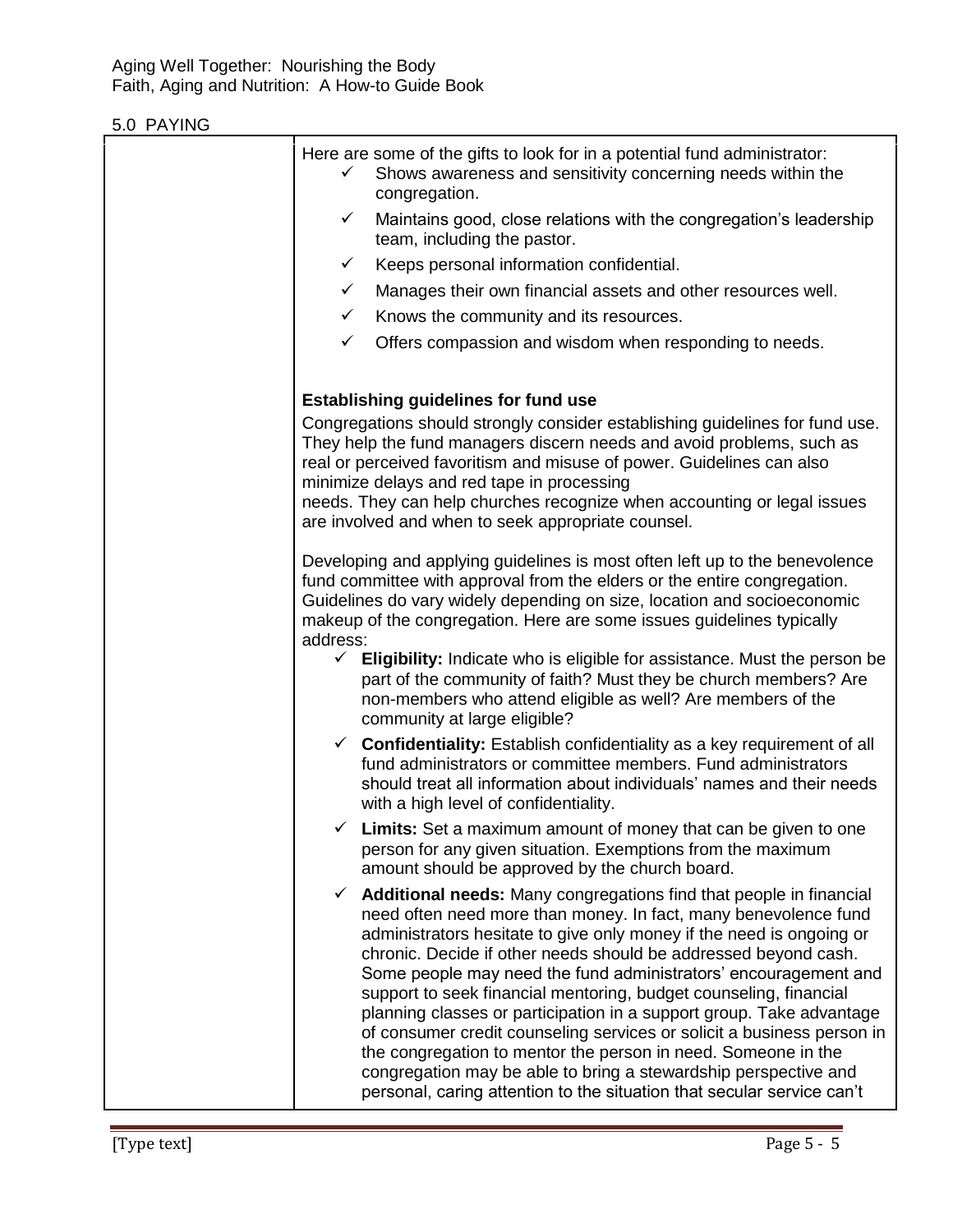## 5.0 PAYING

Here are some of the gifts to look for in a potential fund administrator:

- ✓ Shows awareness and sensitivity concerning needs within the congregation.
- ✓ Maintains good, close relations with the congregation's leadership team, including the pastor.
- ✓ Keeps personal information confidential.
- ✓ Manages their own financial assets and other resources well.
- ✓ Knows the community and its resources.
- ✓ Offers compassion and wisdom when responding to needs.

**Establishing guidelines for fund use**

Congregations should strongly consider establishing guidelines for fund use. They help the fund managers discern needs and avoid problems, such as real or perceived favoritism and misuse of power. Guidelines can also minimize delays and red tape in processing needs. They can help churches recognize when accounting or legal issues are involved and when to seek appropriate counsel.

Developing and applying guidelines is most often left up to the benevolence fund committee with approval from the elders or the entire congregation. Guidelines do vary widely depending on size, location and socioeconomic makeup of the congregation. Here are some issues guidelines typically address:

- ✓ **Eligibility:** Indicate who is eligible for assistance. Must the person be part of the community of faith? Must they be church members? Are non-members who attend eligible as well? Are members of the community at large eligible?
- ✓ **Confidentiality:** Establish confidentiality as a key requirement of all fund administrators or committee members. Fund administrators should treat all information about individuals' names and their needs with a high level of confidentiality.
- ✓ **Limits:** Set a maximum amount of money that can be given to one person for any given situation. Exemptions from the maximum amount should be approved by the church board.
- ✓ **Additional needs:** Many congregations find that people in financial need often need more than money. In fact, many benevolence fund administrators hesitate to give only money if the need is ongoing or chronic. Decide if other needs should be addressed beyond cash. Some people may need the fund administrators' encouragement and support to seek financial mentoring, budget counseling, financial planning classes or participation in a support group. Take advantage of consumer credit counseling services or solicit a business person in the congregation to mentor the person in need. Someone in the congregation may be able to bring a stewardship perspective and personal, caring attention to the situation that secular service can't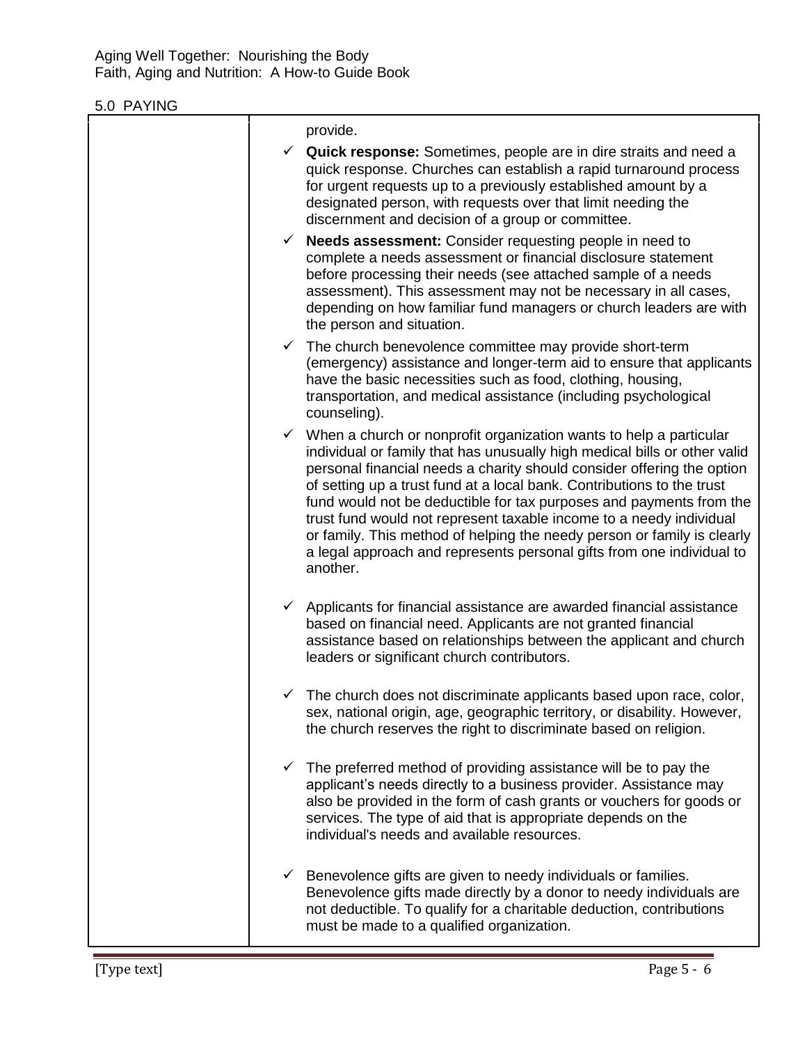## 5.0 PAYING

provide.

- ✓ **Quick response:** Sometimes, people are in dire straits and need a quick response. Churches can establish a rapid turnaround process for urgent requests up to a previously established amount by a designated person, with requests over that limit needing the discernment and decision of a group or committee.
- ✓ **Needs assessment:** Consider requesting people in need to complete a needs assessment or financial disclosure statement before processing their needs (see attached sample of a needs assessment). This assessment may not be necessary in all cases, depending on how familiar fund managers or church leaders are with the person and situation.
- ✓ The church benevolence committee may provide short-term (emergency) assistance and longer-term aid to ensure that applicants have the basic necessities such as food, clothing, housing, transportation, and medical assistance (including psychological counseling).
- ✓ When a church or nonprofit organization wants to help a particular individual or family that has unusually high medical bills or other valid personal financial needs a charity should consider offering the option of setting up a trust fund at a local bank. Contributions to the trust fund would not be deductible for tax purposes and payments from the trust fund would not represent taxable income to a needy individual or family. This method of helping the needy person or family is clearly a legal approach and represents personal gifts from one individual to another.
- ✓ Applicants for financial assistance are awarded financial assistance based on financial need. Applicants are not granted financial assistance based on relationships between the applicant and church leaders or significant church contributors.
- ✓ The church does not discriminate applicants based upon race, color, sex, national origin, age, geographic territory, or disability. However, the church reserves the right to discriminate based on religion.
- ✓ The preferred method of providing assistance will be to pay the applicant's needs directly to a business provider. Assistance may also be provided in the form of cash grants or vouchers for goods or services. The type of aid that is appropriate depends on the individual's needs and available resources.
- ✓ Benevolence gifts are given to needy individuals or families. Benevolence gifts made directly by a donor to needy individuals are not deductible. To qualify for a charitable deduction, contributions must be made to a qualified organization.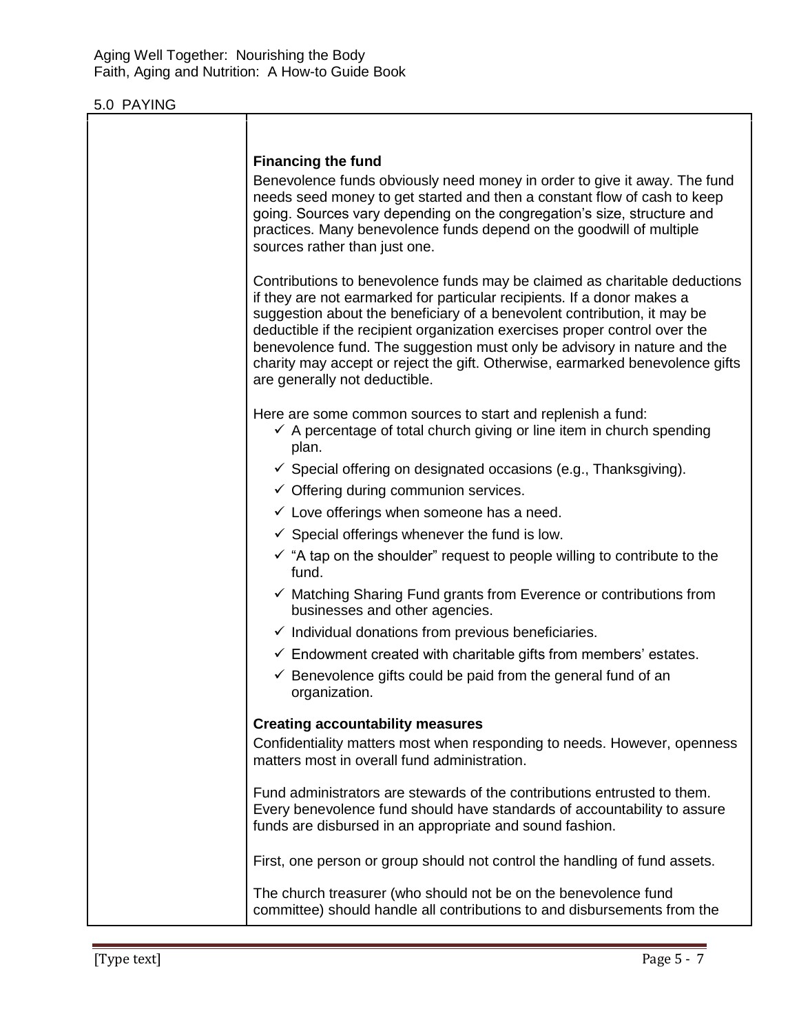## 5.0 PAYING

### Financing the fund

Benevolence funds obviously need money in order to give it away. The fund needs seed money to get started and then a constant flow of cash to keep going. Sources vary depending on the congregation's size, structure and practices. Many benevolence funds depend on the goodwill of multiple sources rather than just one.

Contributions to benevolence funds may be claimed as charitable deductions if they are not earmarked for particular recipients. If a donor makes a suggestion about the beneficiary of a benevolent contribution, it may be deductible if the recipient organization exercises proper control over the benevolence fund. The suggestion must only be advisory in nature and the charity may accept or reject the gift. Otherwise, earmarked benevolence gifts are generally not deductible.

Here are some common sources to start and replenish a fund:

- ✓ A percentage of total church giving or line item in church spending plan.
- ✓ Special offering on designated occasions (e.g., Thanksgiving).
- ✓ Offering during communion services.
- ✓ Love offerings when someone has a need.
- ✓ Special offerings whenever the fund is low.
- ✓ "A tap on the shoulder" request to people willing to contribute to the fund.
- ✓ Matching Sharing Fund grants from Everence or contributions from businesses and other agencies.
- ✓ Individual donations from previous beneficiaries.
- ✓ Endowment created with charitable gifts from members' estates.
- ✓ Benevolence gifts could be paid from the general fund of an organization.

### Creating accountability measures

Confidentiality matters most when responding to needs. However, openness matters most in overall fund administration.

Fund administrators are stewards of the contributions entrusted to them. Every benevolence fund should have standards of accountability to assure funds are disbursed in an appropriate and sound fashion.

First, one person or group should not control the handling of fund assets.

The church treasurer (who should not be on the benevolence fund committee) should handle all contributions to and disbursements from the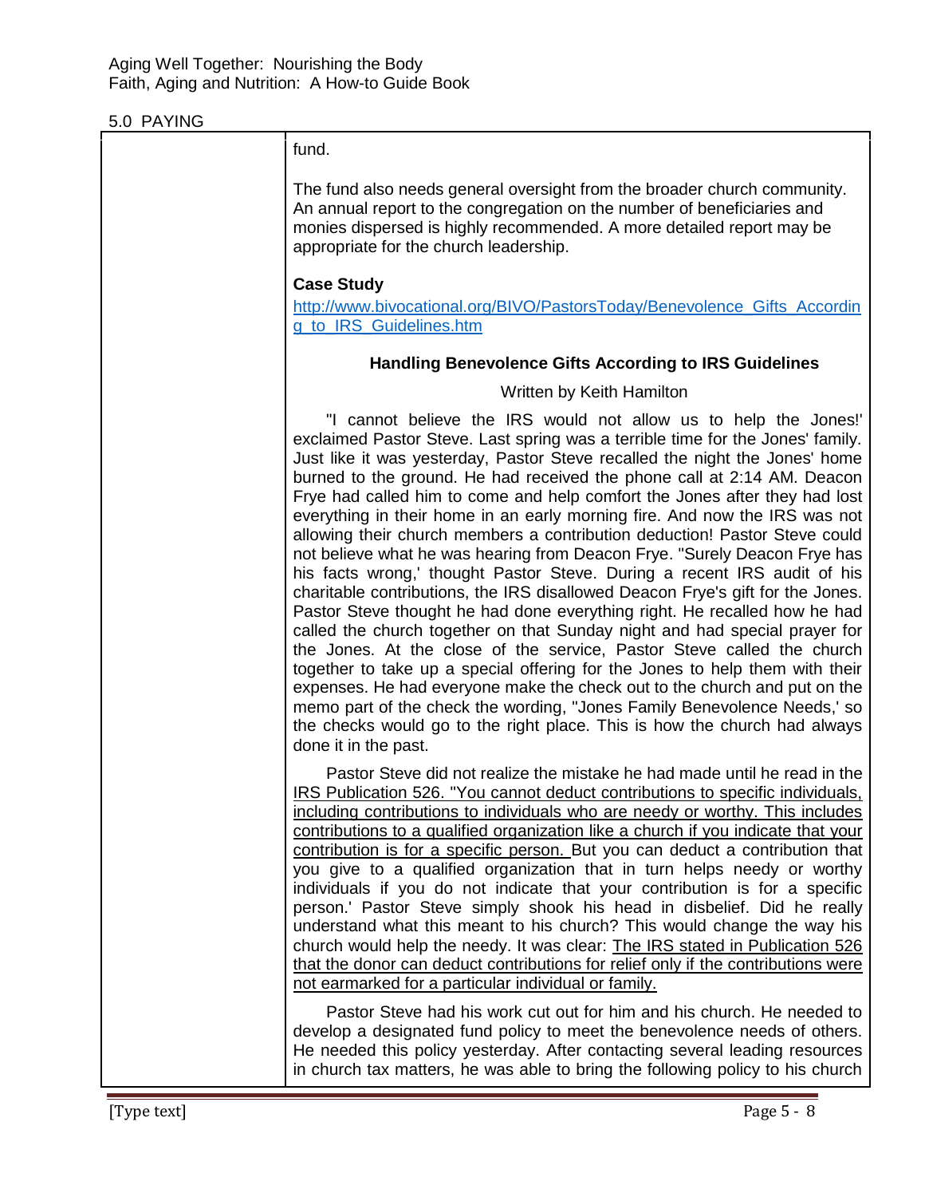fund.

The fund also needs general oversight from the broader church community. An annual report to the congregation on the number of beneficiaries and monies dispersed is highly recommended. A more detailed report may be appropriate for the church leadership.

**Case Study**

[http://www.bivocational.org/BIVO/PastorsToday/Benevolence_Gifts_According_to_IRS_Guidelines.htm](http://www.bivocational.org/BIVO/PastorsToday/Benevolence_Gifts_According_to_IRS_Guidelines.htm)

### Handling Benevolence Gifts According to IRS Guidelines

Written by Keith Hamilton

"I cannot believe the IRS would not allow us to help the Jones!' exclaimed Pastor Steve. Last spring was a terrible time for the Jones' family. Just like it was yesterday, Pastor Steve recalled the night the Jones' home burned to the ground. He had received the phone call at 2:14 AM. Deacon Frye had called him to come and help comfort the Jones after they had lost everything in their home in an early morning fire. And now the IRS was not allowing their church members a contribution deduction! Pastor Steve could not believe what he was hearing from Deacon Frye. "Surely Deacon Frye has his facts wrong,' thought Pastor Steve. During a recent IRS audit of his charitable contributions, the IRS disallowed Deacon Frye's gift for the Jones. Pastor Steve thought he had done everything right. He recalled how he had called the church together on that Sunday night and had special prayer for the Jones. At the close of the service, Pastor Steve called the church together to take up a special offering for the Jones to help them with their expenses. He had everyone make the check out to the church and put on the memo part of the check the wording, "Jones Family Benevolence Needs,' so the checks would go to the right place. This is how the church had always done it in the past.

Pastor Steve did not realize the mistake he had made until he read in the <u>IRS Publication 526. "You cannot deduct contributions to specific individuals, including contributions to individuals who are needy or worthy. This includes contributions to a qualified organization like a church if you indicate that your contribution is for a specific person.</u> But you can deduct a contribution that you give to a qualified organization that in turn helps needy or worthy individuals if you do not indicate that your contribution is for a specific person.' Pastor Steve simply shook his head in disbelief. Did he really understand what this meant to his church? This would change the way his church would help the needy. It was clear: <u>The IRS stated in Publication 526 that the donor can deduct contributions for relief only if the contributions were not earmarked for a particular individual or family.</u>

Pastor Steve had his work cut out for him and his church. He needed to develop a designated fund policy to meet the benevolence needs of others. He needed this policy yesterday. After contacting several leading resources in church tax matters, he was able to bring the following policy to his church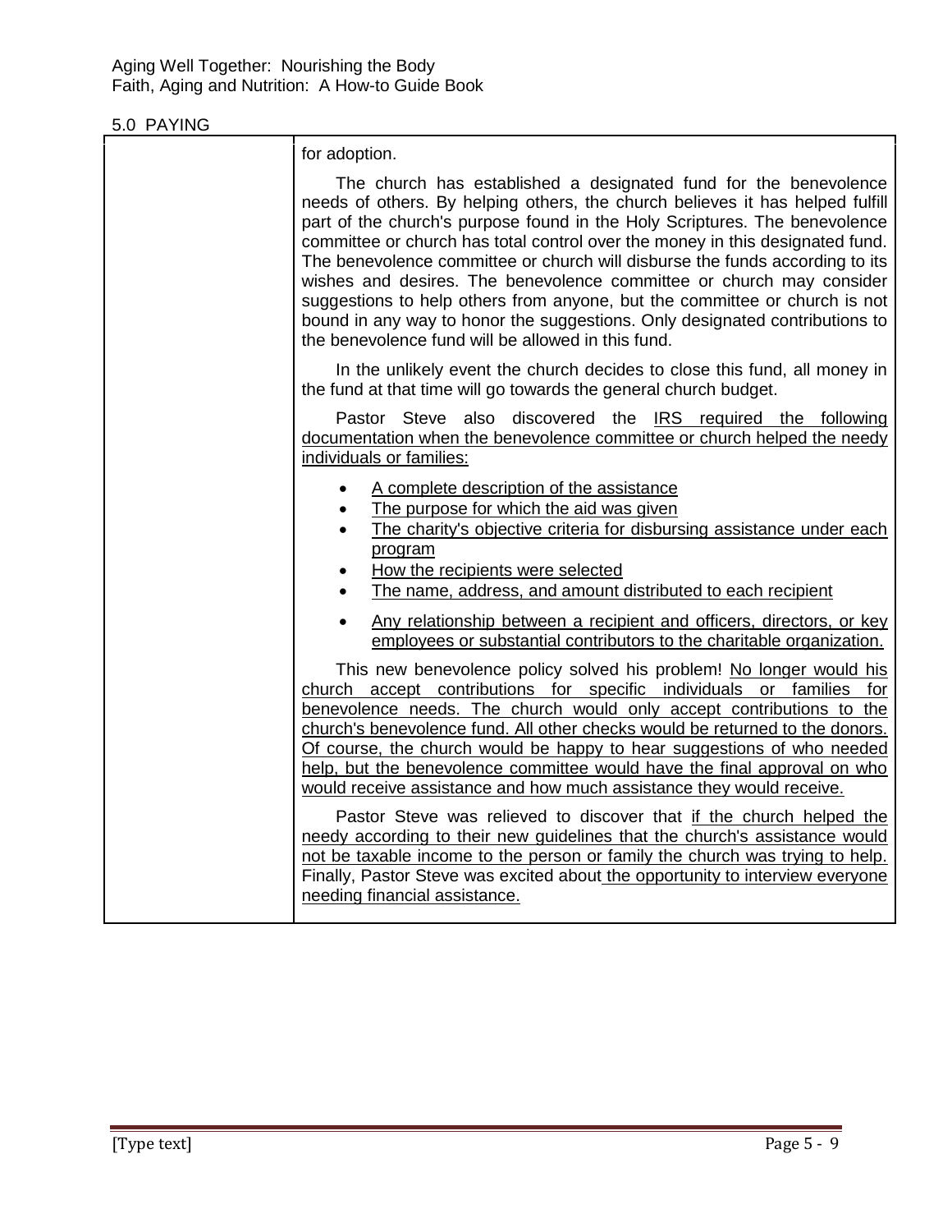5.0 PAYING

for adoption.

The church has established a designated fund for the benevolence needs of others. By helping others, the church believes it has helped fulfill part of the church's purpose found in the Holy Scriptures. The benevolence committee or church has total control over the money in this designated fund. The benevolence committee or church will disburse the funds according to its wishes and desires. The benevolence committee or church may consider suggestions to help others from anyone, but the committee or church is not bound in any way to honor the suggestions. Only designated contributions to the benevolence fund will be allowed in this fund.

In the unlikely event the church decides to close this fund, all money in the fund at that time will go towards the general church budget.

Pastor Steve also discovered the <u>IRS required the following documentation when the benevolence committee or church helped the needy individuals or families:</u>

- <u>A complete description of the assistance</u>
- <u>The purpose for which the aid was given</u>
- <u>The charity's objective criteria for disbursing assistance under each program</u>
- <u>How the recipients were selected</u>
- <u>The name, address, and amount distributed to each recipient</u>
- <u>Any relationship between a recipient and officers, directors, or key employees or substantial contributors to the charitable organization.</u>

This new benevolence policy solved his problem! <u>No longer would his church accept contributions for specific individuals or families for benevolence needs. The church would only accept contributions to the church's benevolence fund. All other checks would be returned to the donors. Of course, the church would be happy to hear suggestions of who needed help, but the benevolence committee would have the final approval on who would receive assistance and how much assistance they would receive.</u>

Pastor Steve was relieved to discover that <u>if the church helped the needy according to their new guidelines that the church's assistance would not be taxable income to the person or family the church was trying to help.</u> Finally, Pastor Steve was excited about <u>the opportunity to interview everyone needing financial assistance.</u>